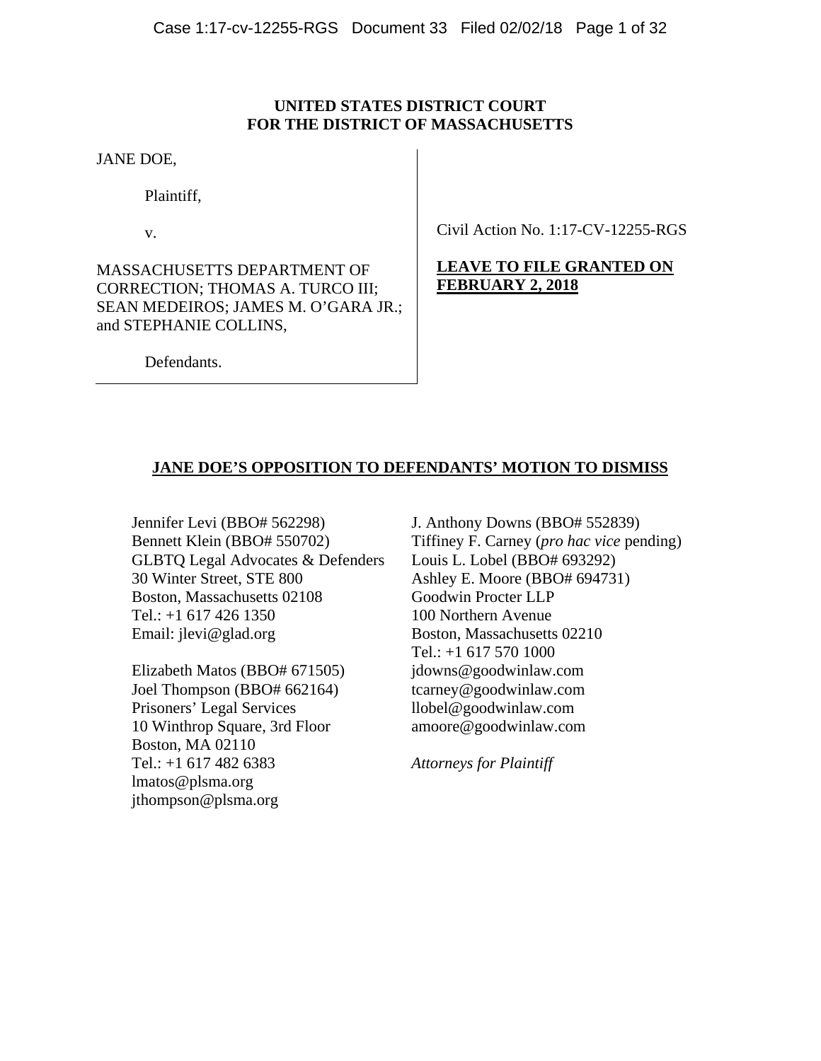**UNITED STATES DISTRICT COURT**
**FOR THE DISTRICT OF MASSACHUSETTS**

JANE DOE,

Plaintiff,

v.

MASSACHUSETTS DEPARTMENT OF CORRECTION; THOMAS A. TURCO III; SEAN MEDEIROS; JAMES M. O'GARA JR.; and STEPHANIE COLLINS,

Defendants.

Civil Action No. 1:17-CV-12255-RGS

**LEAVE TO FILE GRANTED ON FEBRUARY 2, 2018**

**JANE DOE'S OPPOSITION TO DEFENDANTS' MOTION TO DISMISS**

Jennifer Levi (BBO# 562298)
Bennett Klein (BBO# 550702)
GLBTQ Legal Advocates & Defenders
30 Winter Street, STE 800
Boston, Massachusetts 02108
Tel.: +1 617 426 1350
Email: jlevi@glad.org

Elizabeth Matos (BBO# 671505)
Joel Thompson (BBO# 662164)
Prisoners' Legal Services
10 Winthrop Square, 3rd Floor
Boston, MA 02110
Tel.: +1 617 482 6383
lmatos@plsma.org
jthompson@plsma.org

J. Anthony Downs (BBO# 552839)
Tiffiney F. Carney (*pro hac vice* pending)
Louis L. Lobel (BBO# 693292)
Ashley E. Moore (BBO# 694731)
Goodwin Procter LLP
100 Northern Avenue
Boston, Massachusetts 02210
Tel.: +1 617 570 1000
jdowns@goodwinlaw.com
tcarney@goodwinlaw.com
llobel@goodwinlaw.com
amoore@goodwinlaw.com

*Attorneys for Plaintiff*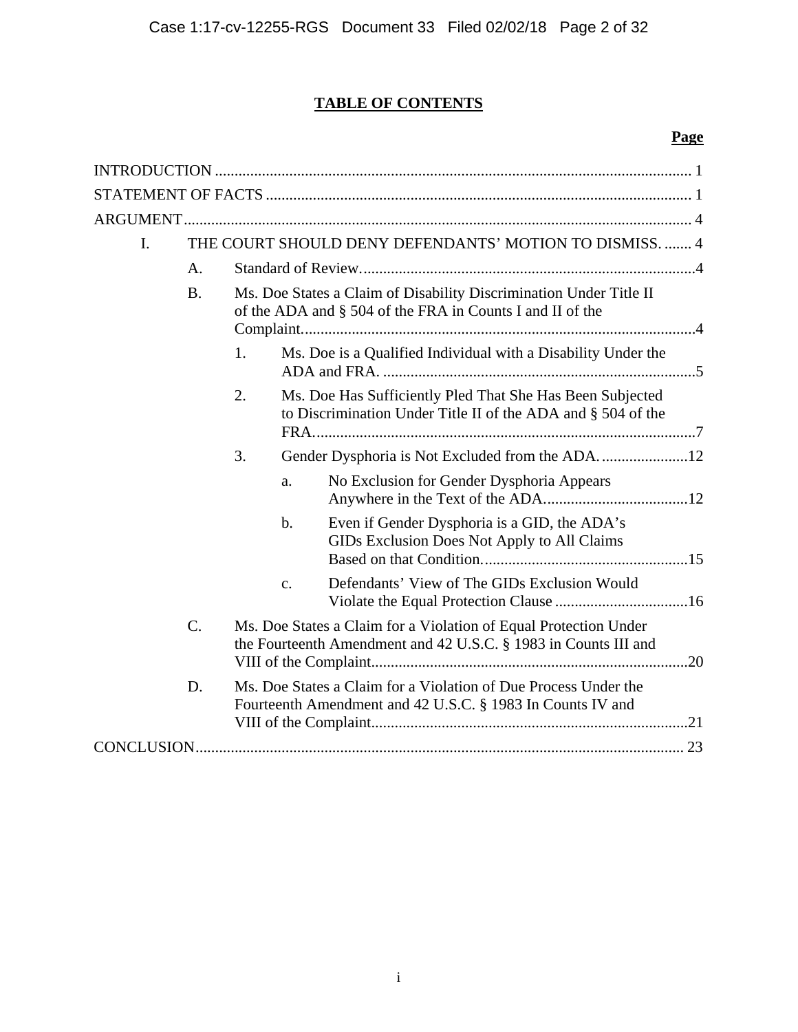## TABLE OF CONTENTS

**Page**

INTRODUCTION ........................................................................................................................ 1

STATEMENT OF FACTS ........................................................................................................... 1

ARGUMENT................................................................................................................................ 4

I. THE COURT SHOULD DENY DEFENDANTS' MOTION TO DISMISS. ....... 4

- A. Standard of Review......................................................................................4
- B. Ms. Doe States a Claim of Disability Discrimination Under Title II of the ADA and § 504 of the FRA in Counts I and II of the Complaint....................................................................................................4
  - 1. Ms. Doe is a Qualified Individual with a Disability Under the ADA and FRA. ................................................................................5
  - 2. Ms. Doe Has Sufficiently Pled That She Has Been Subjected to Discrimination Under Title II of the ADA and § 504 of the FRA..................................................................................................7
  - 3. Gender Dysphoria is Not Excluded from the ADA. ......................12
    - a. No Exclusion for Gender Dysphoria Appears Anywhere in the Text of the ADA.....................................12
    - b. Even if Gender Dysphoria is a GID, the ADA's GIDs Exclusion Does Not Apply to All Claims Based on that Condition....................................................15
    - c. Defendants' View of The GIDs Exclusion Would Violate the Equal Protection Clause ..................................16
- C. Ms. Doe States a Claim for a Violation of Equal Protection Under the Fourteenth Amendment and 42 U.S.C. § 1983 in Counts III and VIII of the Complaint.................................................................................20
- D. Ms. Doe States a Claim for a Violation of Due Process Under the Fourteenth Amendment and 42 U.S.C. § 1983 In Counts IV and VIII of the Complaint.................................................................................21

CONCLUSION............................................................................................................................. 23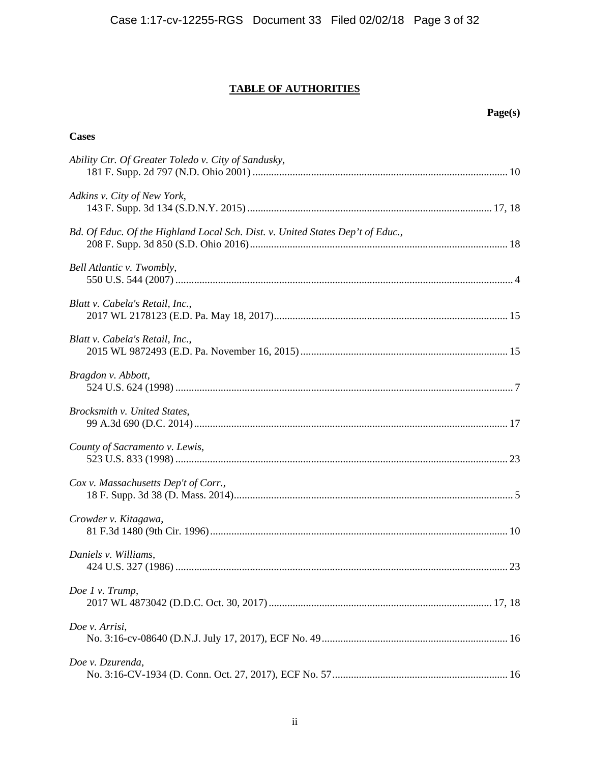## TABLE OF AUTHORITIES

**Page(s)**

**Cases**

*Ability Ctr. Of Greater Toledo v. City of Sandusky*,
181 F. Supp. 2d 797 (N.D. Ohio 2001) ........................................................................ 10

*Adkins v. City of New York*,
143 F. Supp. 3d 134 (S.D.N.Y. 2015) ........................................................................ 17, 18

*Bd. Of Educ. Of the Highland Local Sch. Dist. v. United States Dep't of Educ.*,
208 F. Supp. 3d 850 (S.D. Ohio 2016) ........................................................................ 18

*Bell Atlantic v. Twombly*,
550 U.S. 544 (2007) ........................................................................ 4

*Blatt v. Cabela's Retail, Inc.*,
2017 WL 2178123 (E.D. Pa. May 18, 2017) ........................................................................ 15

*Blatt v. Cabela's Retail, Inc.*,
2015 WL 9872493 (E.D. Pa. November 16, 2015) ........................................................................ 15

*Bragdon v. Abbott*,
524 U.S. 624 (1998) ........................................................................ 7

*Brocksmith v. United States*,
99 A.3d 690 (D.C. 2014) ........................................................................ 17

*County of Sacramento v. Lewis*,
523 U.S. 833 (1998) ........................................................................ 23

*Cox v. Massachusetts Dep't of Corr.*,
18 F. Supp. 3d 38 (D. Mass. 2014) ........................................................................ 5

*Crowder v. Kitagawa*,
81 F.3d 1480 (9th Cir. 1996) ........................................................................ 10

*Daniels v. Williams*,
424 U.S. 327 (1986) ........................................................................ 23

*Doe 1 v. Trump*,
2017 WL 4873042 (D.D.C. Oct. 30, 2017) ........................................................................ 17, 18

*Doe v. Arrisi*,
No. 3:16-cv-08640 (D.N.J. July 17, 2017), ECF No. 49 ........................................................................ 16

*Doe v. Dzurenda*,
No. 3:16-CV-1934 (D. Conn. Oct. 27, 2017), ECF No. 57 ........................................................................ 16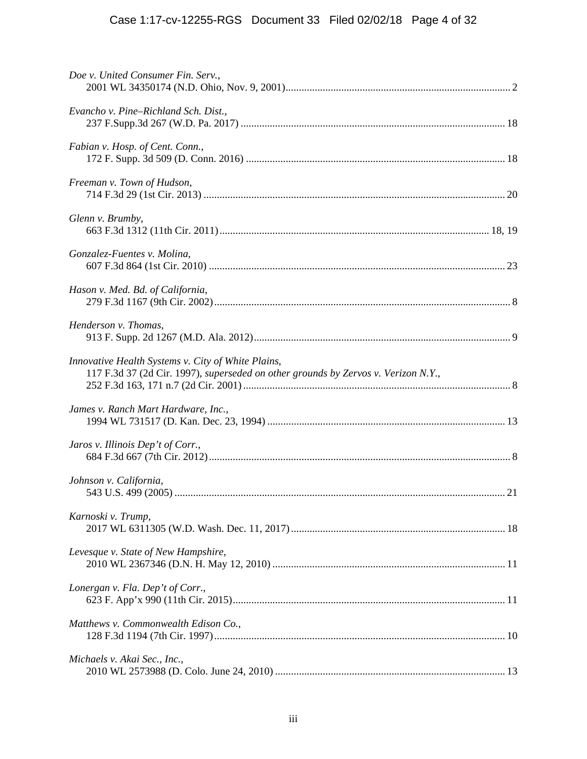*Doe v. United Consumer Fin. Serv.*,
2001 WL 34350174 (N.D. Ohio, Nov. 9, 2001) ..... 2

*Evancho v. Pine–Richland Sch. Dist.*,
237 F.Supp.3d 267 (W.D. Pa. 2017) ..... 18

*Fabian v. Hosp. of Cent. Conn.*,
172 F. Supp. 3d 509 (D. Conn. 2016) ..... 18

*Freeman v. Town of Hudson*,
714 F.3d 29 (1st Cir. 2013) ..... 20

*Glenn v. Brumby*,
663 F.3d 1312 (11th Cir. 2011) ..... 18, 19

*Gonzalez-Fuentes v. Molina*,
607 F.3d 864 (1st Cir. 2010) ..... 23

*Hason v. Med. Bd. of California*,
279 F.3d 1167 (9th Cir. 2002) ..... 8

*Henderson v. Thomas*,
913 F. Supp. 2d 1267 (M.D. Ala. 2012) ..... 9

*Innovative Health Systems v. City of White Plains*,
117 F.3d 37 (2d Cir. 1997), *superseded on other grounds by Zervos v. Verizon N.Y.*,
252 F.3d 163, 171 n.7 (2d Cir. 2001) ..... 8

*James v. Ranch Mart Hardware, Inc.*,
1994 WL 731517 (D. Kan. Dec. 23, 1994) ..... 13

*Jaros v. Illinois Dep't of Corr.*,
684 F.3d 667 (7th Cir. 2012) ..... 8

*Johnson v. California*,
543 U.S. 499 (2005) ..... 21

*Karnoski v. Trump*,
2017 WL 6311305 (W.D. Wash. Dec. 11, 2017) ..... 18

*Levesque v. State of New Hampshire*,
2010 WL 2367346 (D.N. H. May 12, 2010) ..... 11

*Lonergan v. Fla. Dep't of Corr.*,
623 F. App'x 990 (11th Cir. 2015) ..... 11

*Matthews v. Commonwealth Edison Co.*,
128 F.3d 1194 (7th Cir. 1997) ..... 10

*Michaels v. Akai Sec., Inc.*,
2010 WL 2573988 (D. Colo. June 24, 2010) ..... 13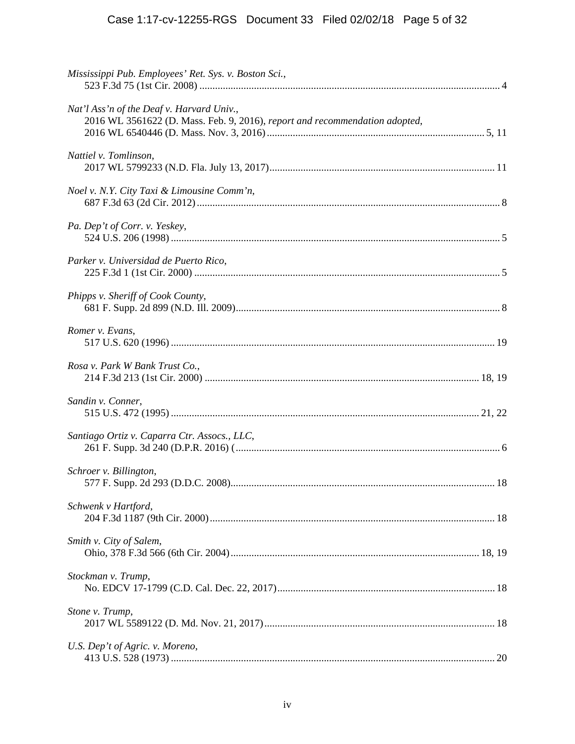*Mississippi Pub. Employees' Ret. Sys. v. Boston Sci.*,
523 F.3d 75 (1st Cir. 2008) .................................................................................................... 4

*Nat'l Ass'n of the Deaf v. Harvard Univ.*,
2016 WL 3561622 (D. Mass. Feb. 9, 2016), *report and recommendation adopted*,
2016 WL 6540446 (D. Mass. Nov. 3, 2016) .................................................................... 5, 11

*Nattiel v. Tomlinson*,
2017 WL 5799233 (N.D. Fla. July 13, 2017) ....................................................................... 11

*Noel v. N.Y. City Taxi & Limousine Comm'n*,
687 F.3d 63 (2d Cir. 2012) ..................................................................................................... 8

*Pa. Dep't of Corr. v. Yeskey*,
524 U.S. 206 (1998) ............................................................................................................... 5

*Parker v. Universidad de Puerto Rico*,
225 F.3d 1 (1st Cir. 2000) ...................................................................................................... 5

*Phipps v. Sheriff of Cook County*,
681 F. Supp. 2d 899 (N.D. Ill. 2009) ..................................................................................... 8

*Romer v. Evans*,
517 U.S. 620 (1996) ............................................................................................................. 19

*Rosa v. Park W Bank Trust Co.*,
214 F.3d 213 (1st Cir. 2000) ......................................................................................... 18, 19

*Sandin v. Conner*,
515 U.S. 472 (1995) ....................................................................................................... 21, 22

*Santiago Ortiz v. Caparra Ctr. Assocs., LLC*,
261 F. Supp. 3d 240 (D.P.R. 2016) ( ...................................................................................... 6

*Schroer v. Billington*,
577 F. Supp. 2d 293 (D.D.C. 2008) ...................................................................................... 18

*Schwenk v Hartford*,
204 F.3d 1187 (9th Cir. 2000) .............................................................................................. 18

*Smith v. City of Salem*,
Ohio, 378 F.3d 566 (6th Cir. 2004) ................................................................................ 18, 19

*Stockman v. Trump*,
No. EDCV 17-1799 (C.D. Cal. Dec. 22, 2017) .................................................................... 18

*Stone v. Trump*,
2017 WL 5589122 (D. Md. Nov. 21, 2017) ......................................................................... 18

*U.S. Dep't of Agric. v. Moreno*,
413 U.S. 528 (1973) ............................................................................................................. 20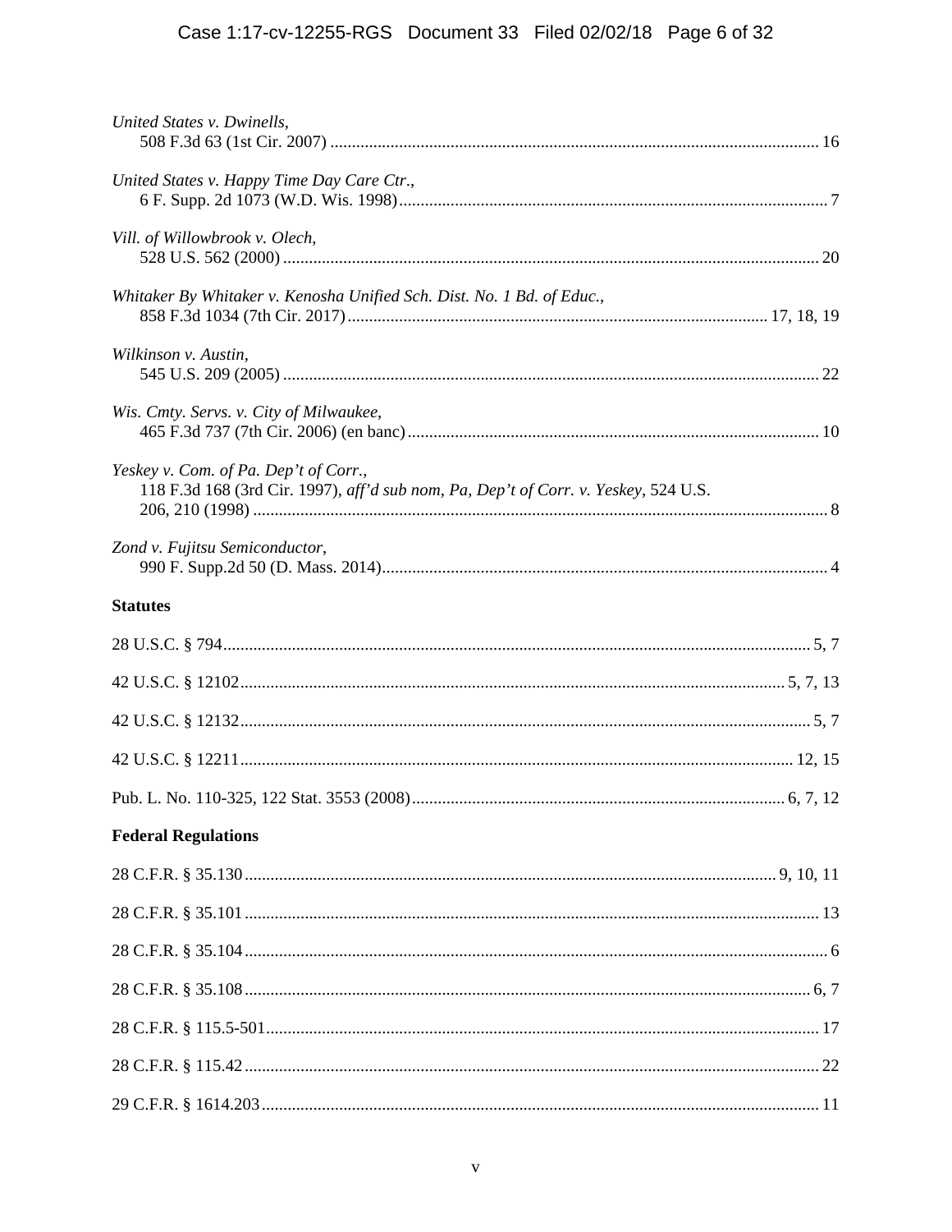*United States v. Dwinells*,
508 F.3d 63 (1st Cir. 2007) .......... 16

*United States v. Happy Time Day Care Ctr.*,
6 F. Supp. 2d 1073 (W.D. Wis. 1998) .......... 7

*Vill. of Willowbrook v. Olech*,
528 U.S. 562 (2000) .......... 20

*Whitaker By Whitaker v. Kenosha Unified Sch. Dist. No. 1 Bd. of Educ.*,
858 F.3d 1034 (7th Cir. 2017) .......... 17, 18, 19

*Wilkinson v. Austin*,
545 U.S. 209 (2005) .......... 22

*Wis. Cmty. Servs. v. City of Milwaukee*,
465 F.3d 737 (7th Cir. 2006) (en banc) .......... 10

*Yeskey v. Com. of Pa. Dep't of Corr.*,
118 F.3d 168 (3rd Cir. 1997), *aff'd sub nom, Pa, Dep't of Corr. v. Yeskey*, 524 U.S. 206, 210 (1998) .......... 8

*Zond v. Fujitsu Semiconductor*,
990 F. Supp.2d 50 (D. Mass. 2014) .......... 4

**Statutes**

28 U.S.C. § 794 .......... 5, 7

42 U.S.C. § 12102 .......... 5, 7, 13

42 U.S.C. § 12132 .......... 5, 7

42 U.S.C. § 12211 .......... 12, 15

Pub. L. No. 110-325, 122 Stat. 3553 (2008) .......... 6, 7, 12

**Federal Regulations**

28 C.F.R. § 35.130 .......... 9, 10, 11

28 C.F.R. § 35.101 .......... 13

28 C.F.R. § 35.104 .......... 6

28 C.F.R. § 35.108 .......... 6, 7

28 C.F.R. § 115.5-501 .......... 17

28 C.F.R. § 115.42 .......... 22

29 C.F.R. § 1614.203 .......... 11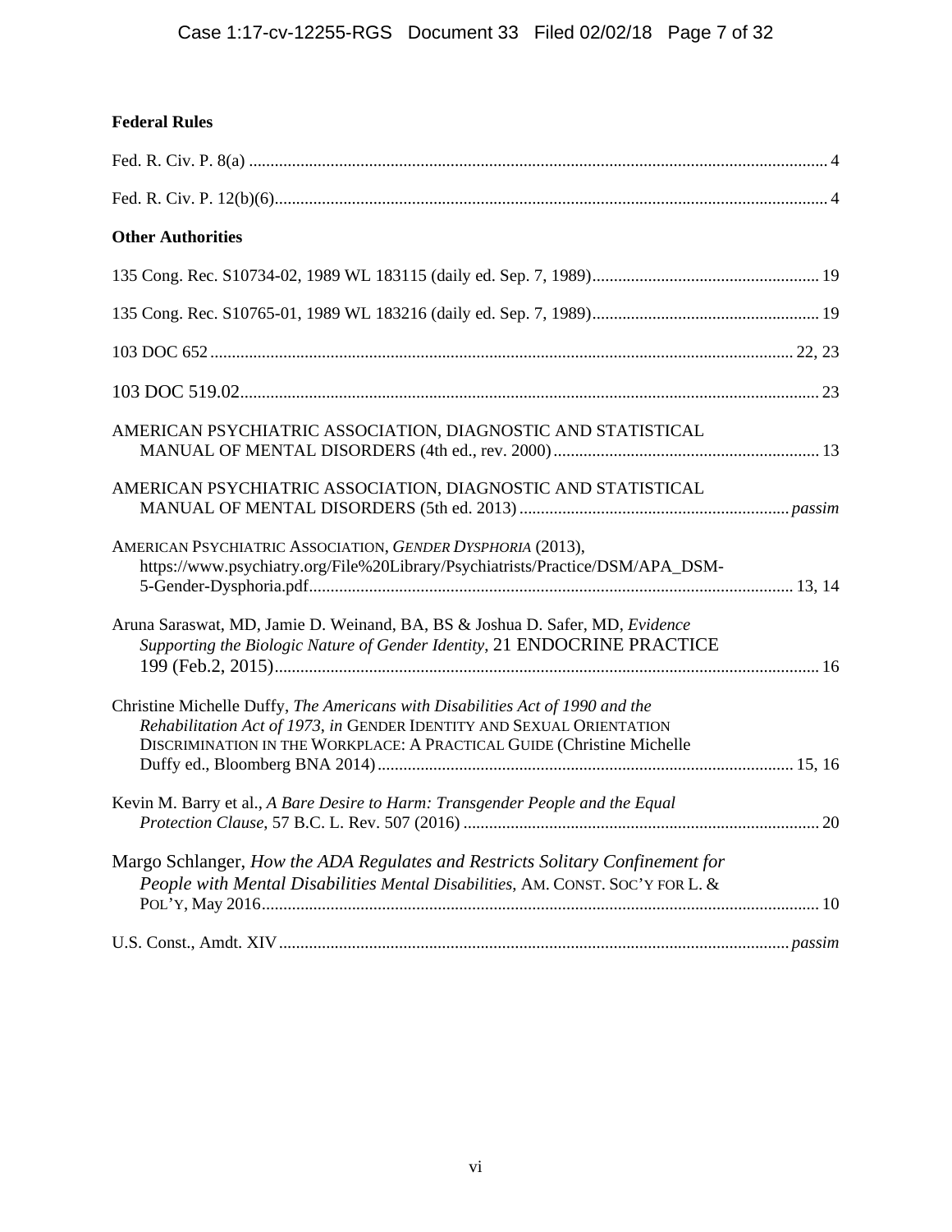**Federal Rules**

Fed. R. Civ. P. 8(a) .......... 4

Fed. R. Civ. P. 12(b)(6) .......... 4

**Other Authorities**

135 Cong. Rec. S10734-02, 1989 WL 183115 (daily ed. Sep. 7, 1989) .......... 19

135 Cong. Rec. S10765-01, 1989 WL 183216 (daily ed. Sep. 7, 1989) .......... 19

103 DOC 652 .......... 22, 23

103 DOC 519.02 .......... 23

AMERICAN PSYCHIATRIC ASSOCIATION, DIAGNOSTIC AND STATISTICAL MANUAL OF MENTAL DISORDERS (4th ed., rev. 2000) .......... 13

AMERICAN PSYCHIATRIC ASSOCIATION, DIAGNOSTIC AND STATISTICAL MANUAL OF MENTAL DISORDERS (5th ed. 2013) .......... *passim*

AMERICAN PSYCHIATRIC ASSOCIATION, *GENDER DYSPHORIA* (2013), https://www.psychiatry.org/File%20Library/Psychiatrists/Practice/DSM/APA_DSM-5-Gender-Dysphoria.pdf .......... 13, 14

Aruna Saraswat, MD, Jamie D. Weinand, BA, BS & Joshua D. Safer, MD, *Evidence Supporting the Biologic Nature of Gender Identity*, 21 ENDOCRINE PRACTICE 199 (Feb.2, 2015) .......... 16

Christine Michelle Duffy, *The Americans with Disabilities Act of 1990 and the Rehabilitation Act of 1973*, *in* GENDER IDENTITY AND SEXUAL ORIENTATION DISCRIMINATION IN THE WORKPLACE: A PRACTICAL GUIDE (Christine Michelle Duffy ed., Bloomberg BNA 2014) .......... 15, 16

Kevin M. Barry et al., *A Bare Desire to Harm: Transgender People and the Equal Protection Clause*, 57 B.C. L. Rev. 507 (2016) .......... 20

Margo Schlanger, *How the ADA Regulates and Restricts Solitary Confinement for People with Mental Disabilities Mental Disabilities*, AM. CONST. SOC'Y FOR L. & POL'Y, May 2016 .......... 10

U.S. Const., Amdt. XIV .......... *passim*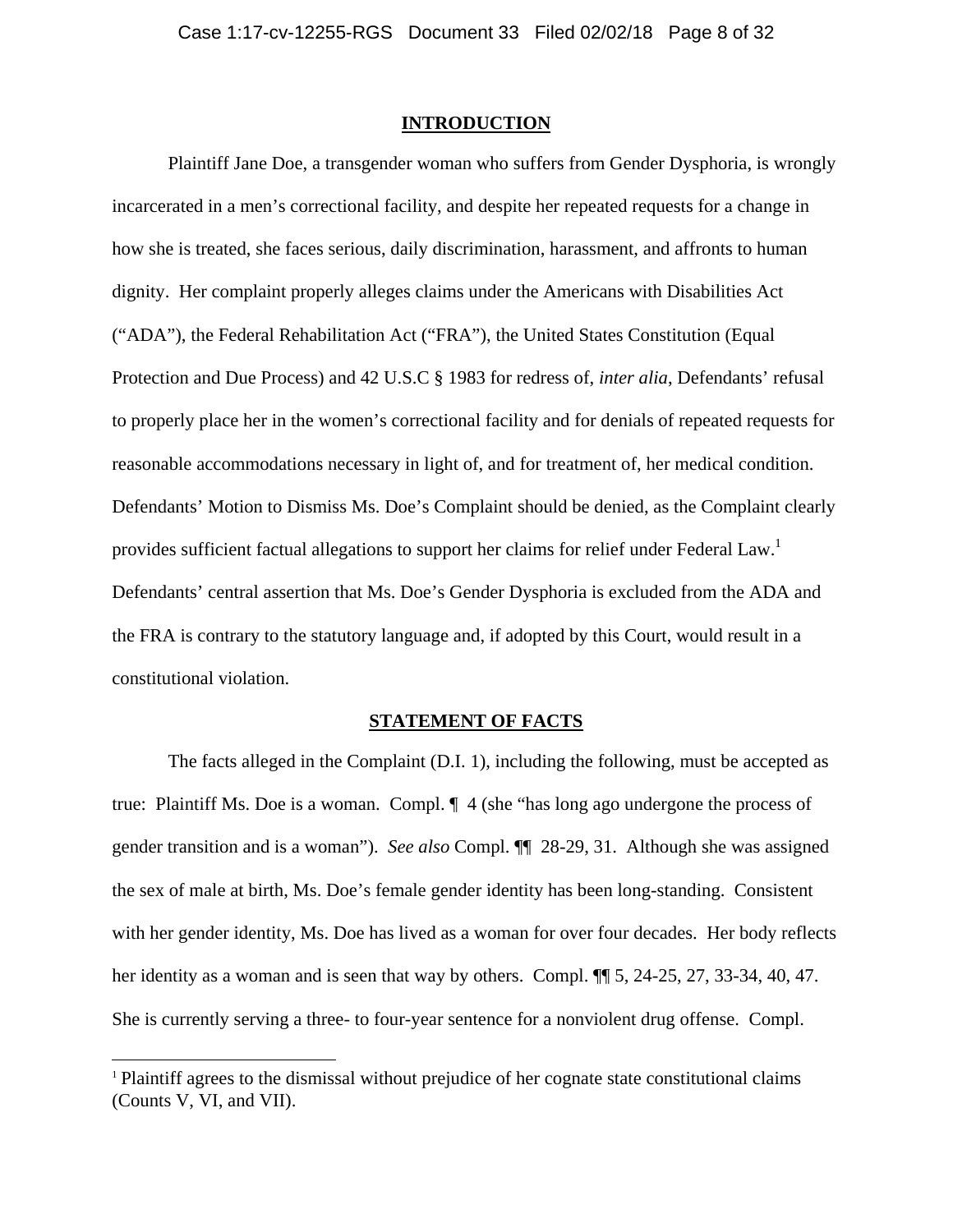## INTRODUCTION

Plaintiff Jane Doe, a transgender woman who suffers from Gender Dysphoria, is wrongly incarcerated in a men's correctional facility, and despite her repeated requests for a change in how she is treated, she faces serious, daily discrimination, harassment, and affronts to human dignity. Her complaint properly alleges claims under the Americans with Disabilities Act ("ADA"), the Federal Rehabilitation Act ("FRA"), the United States Constitution (Equal Protection and Due Process) and 42 U.S.C § 1983 for redress of, *inter alia*, Defendants' refusal to properly place her in the women's correctional facility and for denials of repeated requests for reasonable accommodations necessary in light of, and for treatment of, her medical condition. Defendants' Motion to Dismiss Ms. Doe's Complaint should be denied, as the Complaint clearly provides sufficient factual allegations to support her claims for relief under Federal Law.[1] Defendants' central assertion that Ms. Doe's Gender Dysphoria is excluded from the ADA and the FRA is contrary to the statutory language and, if adopted by this Court, would result in a constitutional violation.

## STATEMENT OF FACTS

The facts alleged in the Complaint (D.I. 1), including the following, must be accepted as true: Plaintiff Ms. Doe is a woman. Compl. ¶ 4 (she "has long ago undergone the process of gender transition and is a woman"). *See also* Compl. ¶¶ 28-29, 31. Although she was assigned the sex of male at birth, Ms. Doe's female gender identity has been long-standing. Consistent with her gender identity, Ms. Doe has lived as a woman for over four decades. Her body reflects her identity as a woman and is seen that way by others. Compl. ¶¶ 5, 24-25, 27, 33-34, 40, 47. She is currently serving a three- to four-year sentence for a nonviolent drug offense. Compl.

[1] Plaintiff agrees to the dismissal without prejudice of her cognate state constitutional claims (Counts V, VI, and VII).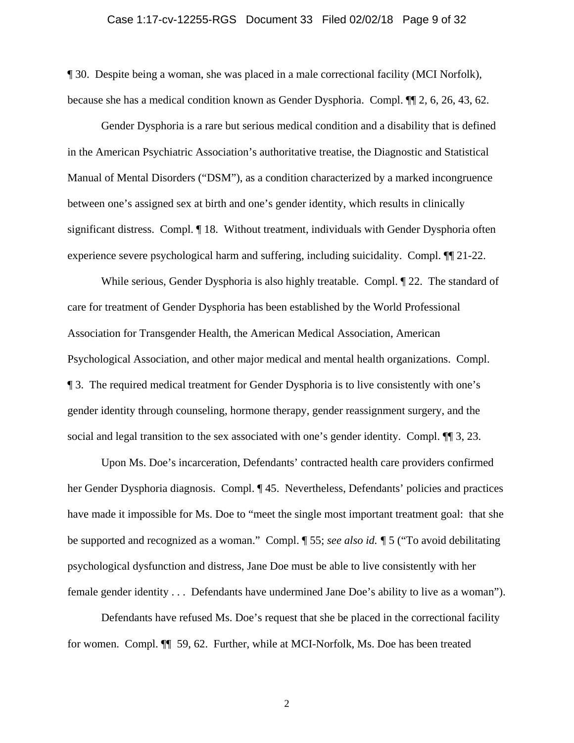¶ 30. Despite being a woman, she was placed in a male correctional facility (MCI Norfolk), because she has a medical condition known as Gender Dysphoria. Compl. ¶¶ 2, 6, 26, 43, 62.

Gender Dysphoria is a rare but serious medical condition and a disability that is defined in the American Psychiatric Association's authoritative treatise, the Diagnostic and Statistical Manual of Mental Disorders ("DSM"), as a condition characterized by a marked incongruence between one's assigned sex at birth and one's gender identity, which results in clinically significant distress. Compl. ¶ 18. Without treatment, individuals with Gender Dysphoria often experience severe psychological harm and suffering, including suicidality. Compl. ¶¶ 21-22.

While serious, Gender Dysphoria is also highly treatable. Compl. ¶ 22. The standard of care for treatment of Gender Dysphoria has been established by the World Professional Association for Transgender Health, the American Medical Association, American Psychological Association, and other major medical and mental health organizations. Compl. ¶ 3. The required medical treatment for Gender Dysphoria is to live consistently with one's gender identity through counseling, hormone therapy, gender reassignment surgery, and the social and legal transition to the sex associated with one's gender identity. Compl. ¶¶ 3, 23.

Upon Ms. Doe's incarceration, Defendants' contracted health care providers confirmed her Gender Dysphoria diagnosis. Compl. ¶ 45. Nevertheless, Defendants' policies and practices have made it impossible for Ms. Doe to "meet the single most important treatment goal: that she be supported and recognized as a woman." Compl. ¶ 55; *see also id.* ¶ 5 ("To avoid debilitating psychological dysfunction and distress, Jane Doe must be able to live consistently with her female gender identity . . . Defendants have undermined Jane Doe's ability to live as a woman").

Defendants have refused Ms. Doe's request that she be placed in the correctional facility for women. Compl. ¶¶ 59, 62. Further, while at MCI-Norfolk, Ms. Doe has been treated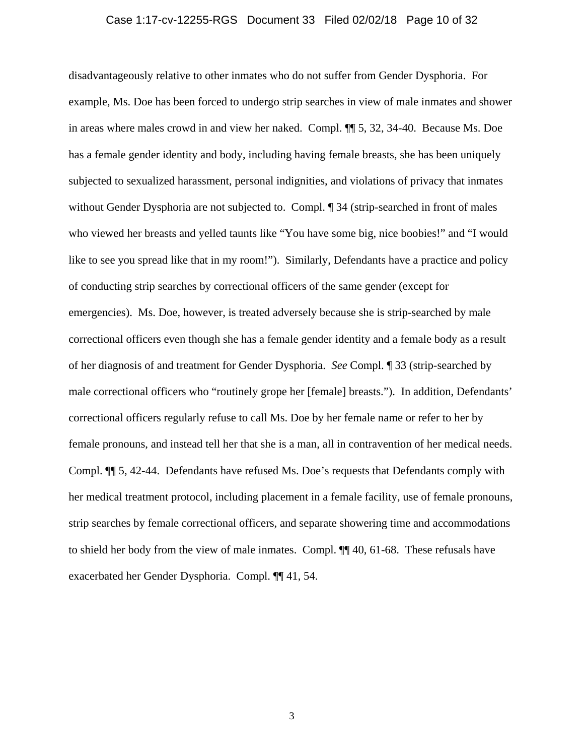disadvantageously relative to other inmates who do not suffer from Gender Dysphoria. For example, Ms. Doe has been forced to undergo strip searches in view of male inmates and shower in areas where males crowd in and view her naked. Compl. ¶¶ 5, 32, 34-40. Because Ms. Doe has a female gender identity and body, including having female breasts, she has been uniquely subjected to sexualized harassment, personal indignities, and violations of privacy that inmates without Gender Dysphoria are not subjected to. Compl. ¶ 34 (strip-searched in front of males who viewed her breasts and yelled taunts like "You have some big, nice boobies!" and "I would like to see you spread like that in my room!"). Similarly, Defendants have a practice and policy of conducting strip searches by correctional officers of the same gender (except for emergencies). Ms. Doe, however, is treated adversely because she is strip-searched by male correctional officers even though she has a female gender identity and a female body as a result of her diagnosis of and treatment for Gender Dysphoria. *See* Compl. ¶ 33 (strip-searched by male correctional officers who "routinely grope her [female] breasts."). In addition, Defendants' correctional officers regularly refuse to call Ms. Doe by her female name or refer to her by female pronouns, and instead tell her that she is a man, all in contravention of her medical needs. Compl. ¶¶ 5, 42-44. Defendants have refused Ms. Doe's requests that Defendants comply with her medical treatment protocol, including placement in a female facility, use of female pronouns, strip searches by female correctional officers, and separate showering time and accommodations to shield her body from the view of male inmates. Compl. ¶¶ 40, 61-68. These refusals have exacerbated her Gender Dysphoria. Compl. ¶¶ 41, 54.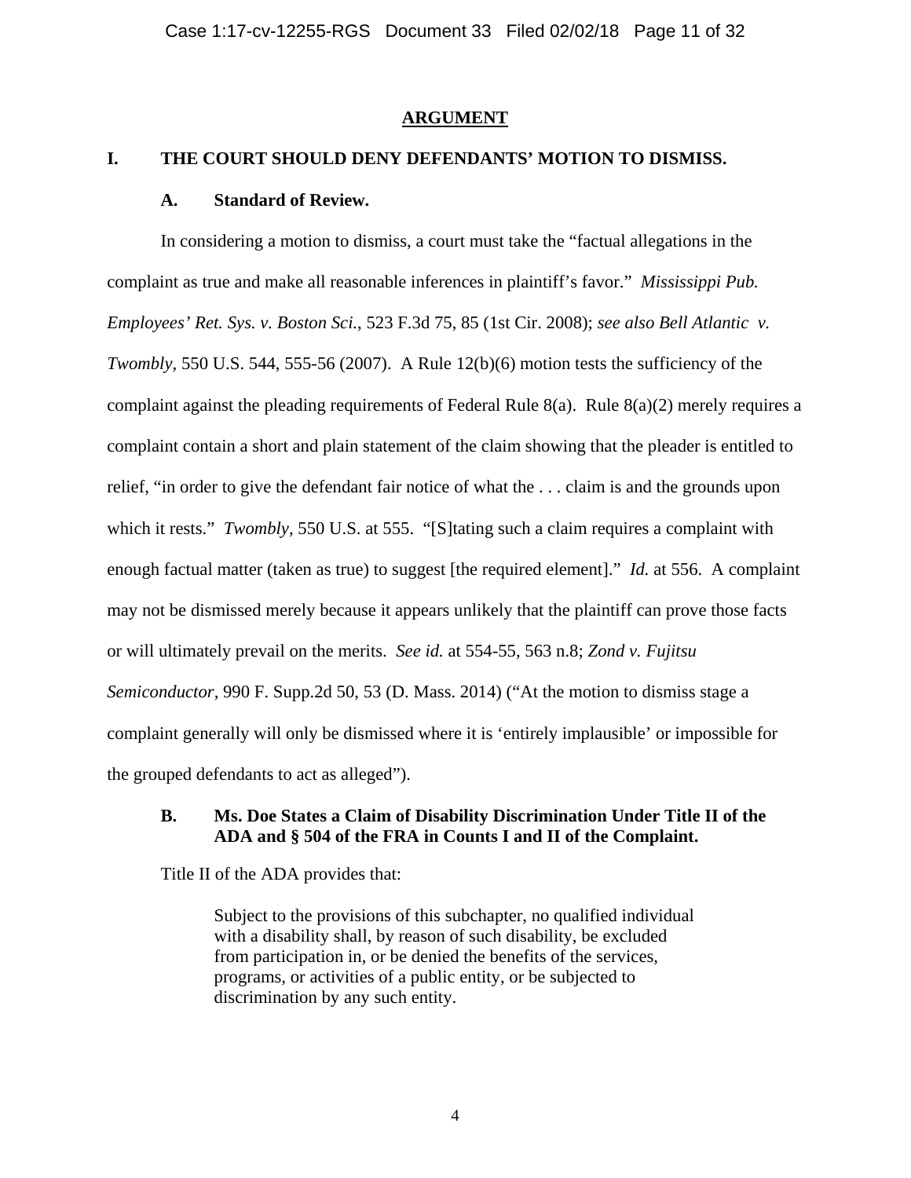## ARGUMENT

### I. THE COURT SHOULD DENY DEFENDANTS' MOTION TO DISMISS.

#### A. Standard of Review.

In considering a motion to dismiss, a court must take the "factual allegations in the complaint as true and make all reasonable inferences in plaintiff's favor." *Mississippi Pub. Employees' Ret. Sys. v. Boston Sci.*, 523 F.3d 75, 85 (1st Cir. 2008); *see also Bell Atlantic v. Twombly*, 550 U.S. 544, 555-56 (2007). A Rule 12(b)(6) motion tests the sufficiency of the complaint against the pleading requirements of Federal Rule 8(a). Rule 8(a)(2) merely requires a complaint contain a short and plain statement of the claim showing that the pleader is entitled to relief, "in order to give the defendant fair notice of what the . . . claim is and the grounds upon which it rests." *Twombly*, 550 U.S. at 555. "[S]tating such a claim requires a complaint with enough factual matter (taken as true) to suggest [the required element]." *Id.* at 556. A complaint may not be dismissed merely because it appears unlikely that the plaintiff can prove those facts or will ultimately prevail on the merits. *See id.* at 554-55, 563 n.8; *Zond v. Fujitsu Semiconductor*, 990 F. Supp.2d 50, 53 (D. Mass. 2014) ("At the motion to dismiss stage a complaint generally will only be dismissed where it is 'entirely implausible' or impossible for the grouped defendants to act as alleged").

#### B. Ms. Doe States a Claim of Disability Discrimination Under Title II of the ADA and § 504 of the FRA in Counts I and II of the Complaint.

Title II of the ADA provides that:

> Subject to the provisions of this subchapter, no qualified individual with a disability shall, by reason of such disability, be excluded from participation in, or be denied the benefits of the services, programs, or activities of a public entity, or be subjected to discrimination by any such entity.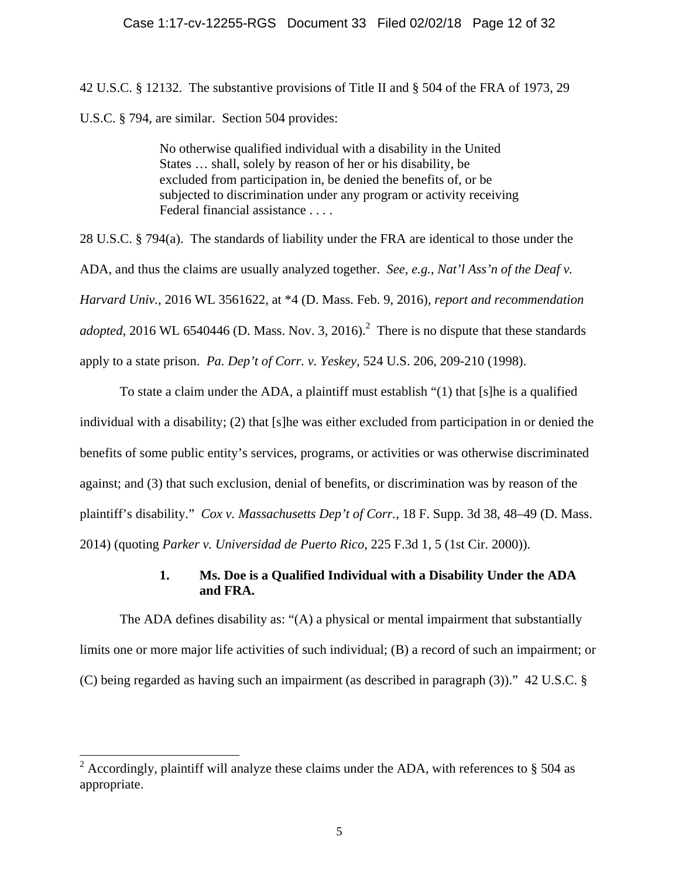42 U.S.C. § 12132. The substantive provisions of Title II and § 504 of the FRA of 1973, 29 U.S.C. § 794, are similar. Section 504 provides:

> No otherwise qualified individual with a disability in the United States … shall, solely by reason of her or his disability, be excluded from participation in, be denied the benefits of, or be subjected to discrimination under any program or activity receiving Federal financial assistance . . . .

28 U.S.C. § 794(a). The standards of liability under the FRA are identical to those under the ADA, and thus the claims are usually analyzed together. *See, e.g.*, *Nat'l Ass'n of the Deaf v. Harvard Univ.*, 2016 WL 3561622, at *4 (D. Mass. Feb. 9, 2016), *report and recommendation adopted*, 2016 WL 6540446 (D. Mass. Nov. 3, 2016).[2] There is no dispute that these standards apply to a state prison. *Pa. Dep't of Corr. v. Yeskey*, 524 U.S. 206, 209-210 (1998).

To state a claim under the ADA, a plaintiff must establish "(1) that [s]he is a qualified individual with a disability; (2) that [s]he was either excluded from participation in or denied the benefits of some public entity's services, programs, or activities or was otherwise discriminated against; and (3) that such exclusion, denial of benefits, or discrimination was by reason of the plaintiff's disability." *Cox v. Massachusetts Dep't of Corr.*, 18 F. Supp. 3d 38, 48–49 (D. Mass. 2014) (quoting *Parker v. Universidad de Puerto Rico*, 225 F.3d 1, 5 (1st Cir. 2000)).

### 1. Ms. Doe is a Qualified Individual with a Disability Under the ADA and FRA.

The ADA defines disability as: "(A) a physical or mental impairment that substantially limits one or more major life activities of such individual; (B) a record of such an impairment; or (C) being regarded as having such an impairment (as described in paragraph (3))." 42 U.S.C. §

---

[2] Accordingly, plaintiff will analyze these claims under the ADA, with references to § 504 as appropriate.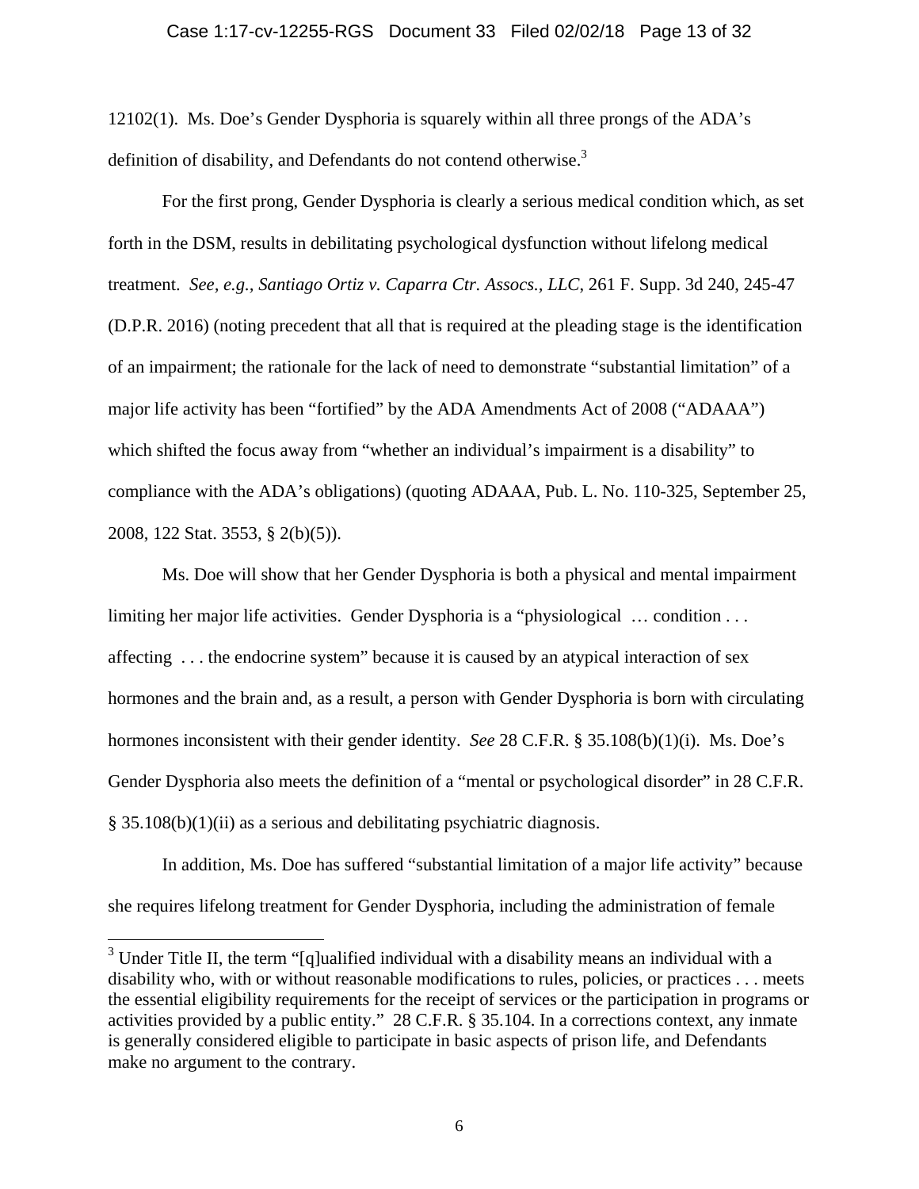12102(1). Ms. Doe's Gender Dysphoria is squarely within all three prongs of the ADA's definition of disability, and Defendants do not contend otherwise.[3]

For the first prong, Gender Dysphoria is clearly a serious medical condition which, as set forth in the DSM, results in debilitating psychological dysfunction without lifelong medical treatment. *See, e.g.*, *Santiago Ortiz v. Caparra Ctr. Assocs., LLC*, 261 F. Supp. 3d 240, 245-47 (D.P.R. 2016) (noting precedent that all that is required at the pleading stage is the identification of an impairment; the rationale for the lack of need to demonstrate "substantial limitation" of a major life activity has been "fortified" by the ADA Amendments Act of 2008 ("ADAAA") which shifted the focus away from "whether an individual's impairment is a disability" to compliance with the ADA's obligations) (quoting ADAAA, Pub. L. No. 110-325, September 25, 2008, 122 Stat. 3553, § 2(b)(5)).

Ms. Doe will show that her Gender Dysphoria is both a physical and mental impairment limiting her major life activities. Gender Dysphoria is a "physiological … condition . . . affecting . . . the endocrine system" because it is caused by an atypical interaction of sex hormones and the brain and, as a result, a person with Gender Dysphoria is born with circulating hormones inconsistent with their gender identity. *See* 28 C.F.R. § 35.108(b)(1)(i). Ms. Doe's Gender Dysphoria also meets the definition of a "mental or psychological disorder" in 28 C.F.R. § 35.108(b)(1)(ii) as a serious and debilitating psychiatric diagnosis.

In addition, Ms. Doe has suffered "substantial limitation of a major life activity" because she requires lifelong treatment for Gender Dysphoria, including the administration of female

[3] Under Title II, the term "[q]ualified individual with a disability means an individual with a disability who, with or without reasonable modifications to rules, policies, or practices . . . meets the essential eligibility requirements for the receipt of services or the participation in programs or activities provided by a public entity." 28 C.F.R. § 35.104. In a corrections context, any inmate is generally considered eligible to participate in basic aspects of prison life, and Defendants make no argument to the contrary.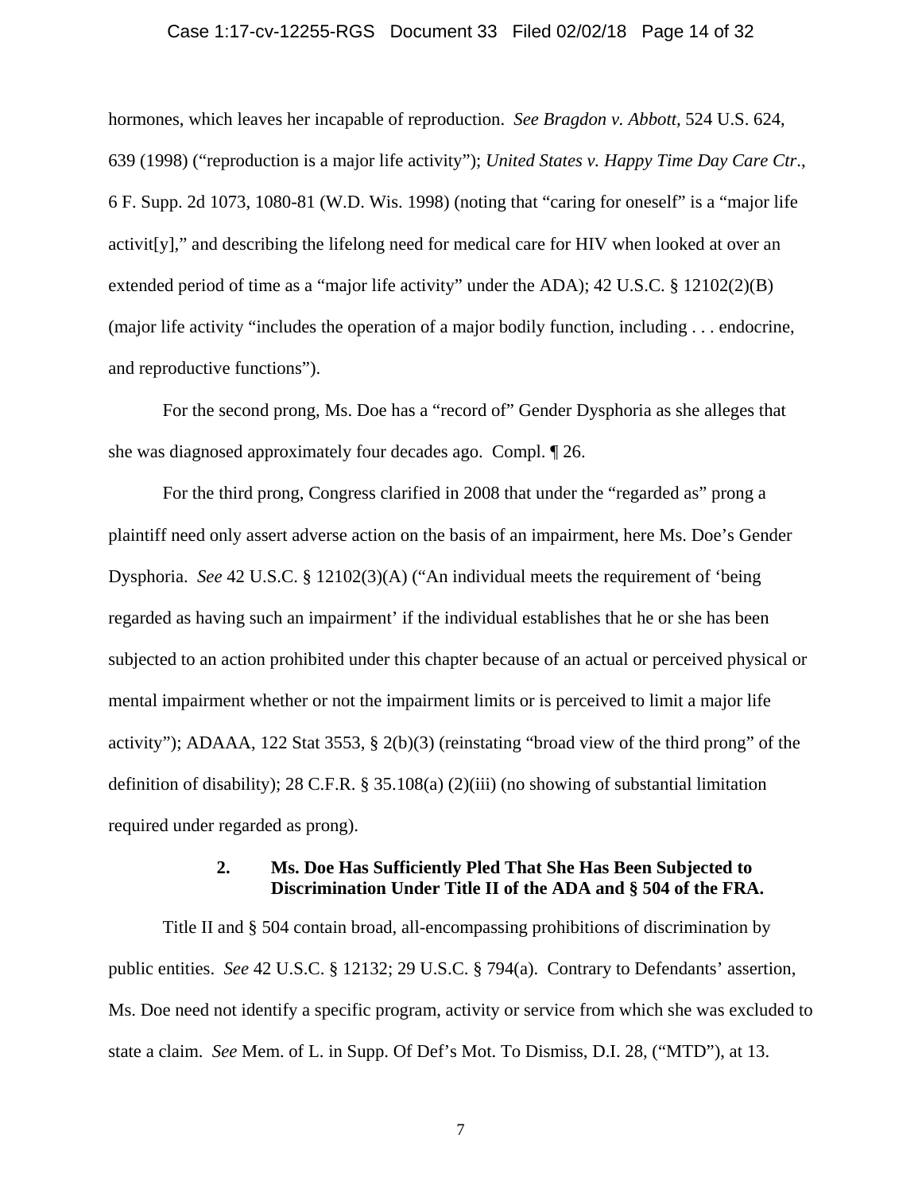hormones, which leaves her incapable of reproduction. *See Bragdon v. Abbott*, 524 U.S. 624, 639 (1998) ("reproduction is a major life activity"); *United States v. Happy Time Day Care Ctr*., 6 F. Supp. 2d 1073, 1080-81 (W.D. Wis. 1998) (noting that "caring for oneself" is a "major life activit[y]," and describing the lifelong need for medical care for HIV when looked at over an extended period of time as a "major life activity" under the ADA); 42 U.S.C. § 12102(2)(B) (major life activity "includes the operation of a major bodily function, including . . . endocrine, and reproductive functions").

For the second prong, Ms. Doe has a "record of" Gender Dysphoria as she alleges that she was diagnosed approximately four decades ago. Compl. ¶ 26.

For the third prong, Congress clarified in 2008 that under the "regarded as" prong a plaintiff need only assert adverse action on the basis of an impairment, here Ms. Doe's Gender Dysphoria. *See* 42 U.S.C. § 12102(3)(A) ("An individual meets the requirement of 'being regarded as having such an impairment' if the individual establishes that he or she has been subjected to an action prohibited under this chapter because of an actual or perceived physical or mental impairment whether or not the impairment limits or is perceived to limit a major life activity"); ADAAA, 122 Stat 3553, § 2(b)(3) (reinstating "broad view of the third prong" of the definition of disability); 28 C.F.R. § 35.108(a) (2)(iii) (no showing of substantial limitation required under regarded as prong).

### 2. Ms. Doe Has Sufficiently Pled That She Has Been Subjected to Discrimination Under Title II of the ADA and § 504 of the FRA.

Title II and § 504 contain broad, all-encompassing prohibitions of discrimination by public entities. *See* 42 U.S.C. § 12132; 29 U.S.C. § 794(a). Contrary to Defendants' assertion, Ms. Doe need not identify a specific program, activity or service from which she was excluded to state a claim. *See* Mem. of L. in Supp. Of Def's Mot. To Dismiss, D.I. 28, ("MTD"), at 13.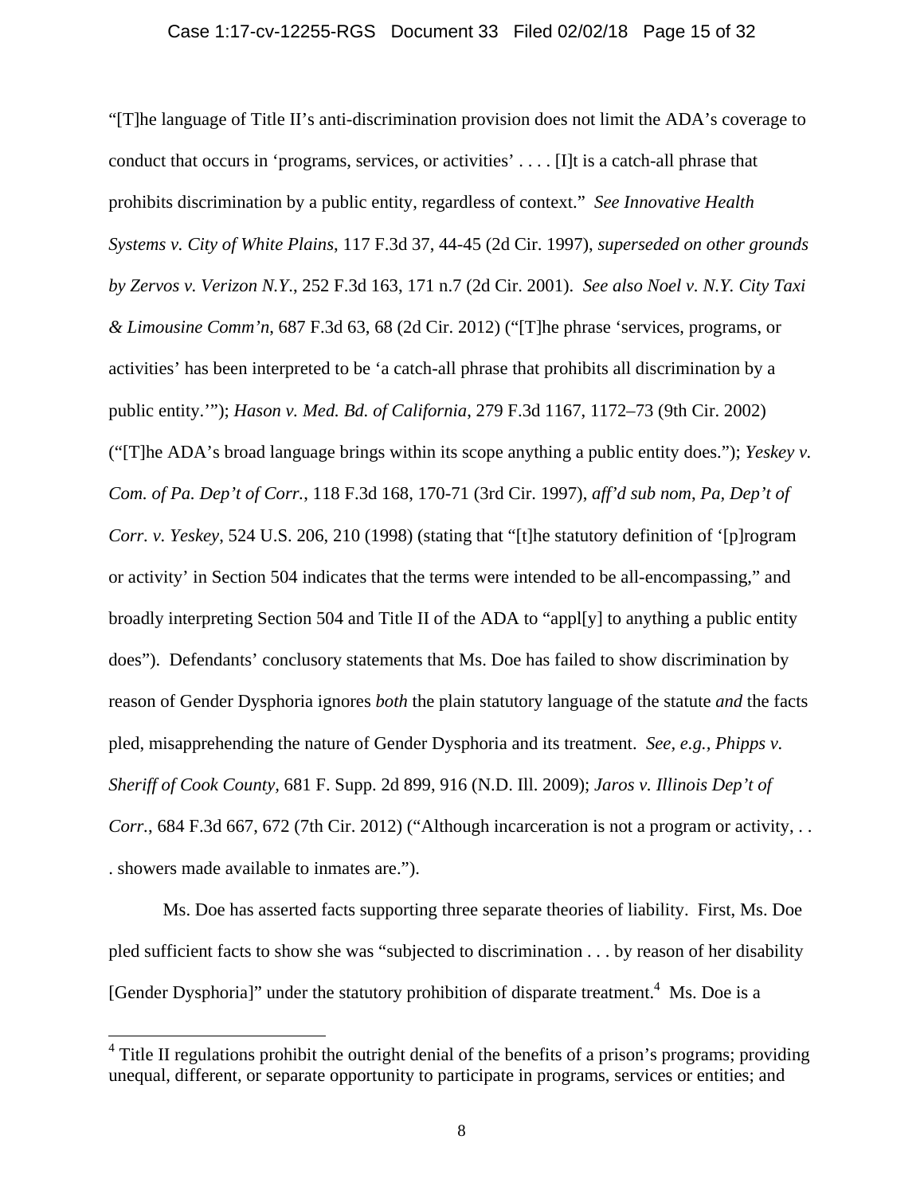"[T]he language of Title II's anti-discrimination provision does not limit the ADA's coverage to conduct that occurs in 'programs, services, or activities' . . . . [I]t is a catch-all phrase that prohibits discrimination by a public entity, regardless of context." *See Innovative Health Systems v. City of White Plains*, 117 F.3d 37, 44-45 (2d Cir. 1997), *superseded on other grounds by Zervos v. Verizon N.Y.*, 252 F.3d 163, 171 n.7 (2d Cir. 2001). *See also Noel v. N.Y. City Taxi & Limousine Comm'n*, 687 F.3d 63, 68 (2d Cir. 2012) ("[T]he phrase 'services, programs, or activities' has been interpreted to be 'a catch-all phrase that prohibits all discrimination by a public entity.'"); *Hason v. Med. Bd. of California*, 279 F.3d 1167, 1172–73 (9th Cir. 2002) ("[T]he ADA's broad language brings within its scope anything a public entity does."); *Yeskey v. Com. of Pa. Dep't of Corr.*, 118 F.3d 168, 170-71 (3rd Cir. 1997), *aff'd sub nom*, *Pa, Dep't of Corr. v. Yeskey*, 524 U.S. 206, 210 (1998) (stating that "[t]he statutory definition of '[p]rogram or activity' in Section 504 indicates that the terms were intended to be all-encompassing," and broadly interpreting Section 504 and Title II of the ADA to "appl[y] to anything a public entity does"). Defendants' conclusory statements that Ms. Doe has failed to show discrimination by reason of Gender Dysphoria ignores *both* the plain statutory language of the statute *and* the facts pled, misapprehending the nature of Gender Dysphoria and its treatment. *See, e.g., Phipps v. Sheriff of Cook County*, 681 F. Supp. 2d 899, 916 (N.D. Ill. 2009); *Jaros v. Illinois Dep't of Corr.*, 684 F.3d 667, 672 (7th Cir. 2012) ("Although incarceration is not a program or activity, . . . showers made available to inmates are.").

Ms. Doe has asserted facts supporting three separate theories of liability. First, Ms. Doe pled sufficient facts to show she was "subjected to discrimination . . . by reason of her disability [Gender Dysphoria]" under the statutory prohibition of disparate treatment.[4] Ms. Doe is a

[4] Title II regulations prohibit the outright denial of the benefits of a prison's programs; providing unequal, different, or separate opportunity to participate in programs, services or entities; and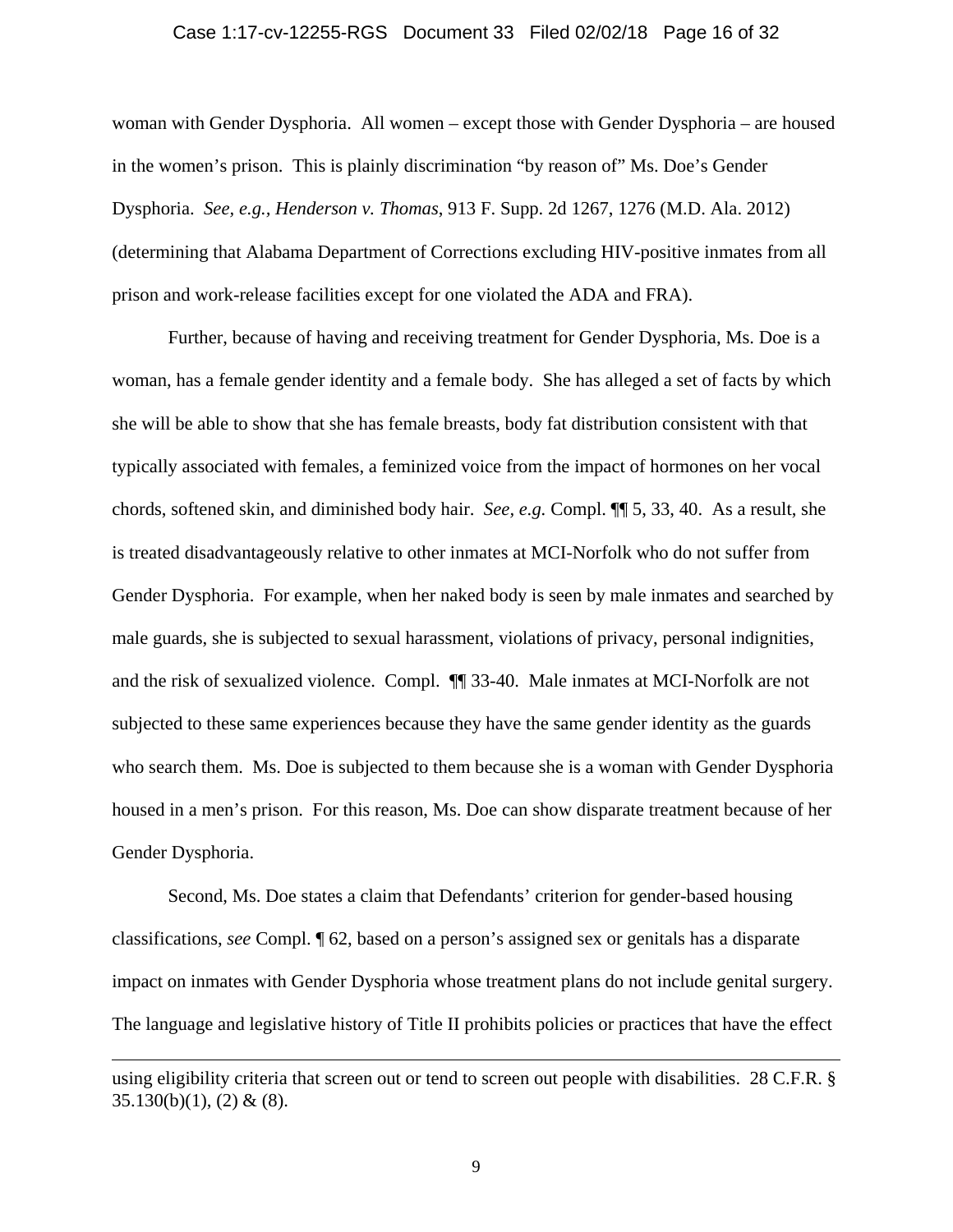woman with Gender Dysphoria. All women – except those with Gender Dysphoria – are housed in the women's prison. This is plainly discrimination "by reason of" Ms. Doe's Gender Dysphoria. *See, e.g.*, *Henderson v. Thomas*, 913 F. Supp. 2d 1267, 1276 (M.D. Ala. 2012) (determining that Alabama Department of Corrections excluding HIV-positive inmates from all prison and work-release facilities except for one violated the ADA and FRA).

Further, because of having and receiving treatment for Gender Dysphoria, Ms. Doe is a woman, has a female gender identity and a female body. She has alleged a set of facts by which she will be able to show that she has female breasts, body fat distribution consistent with that typically associated with females, a feminized voice from the impact of hormones on her vocal chords, softened skin, and diminished body hair. *See, e.g.* Compl. ¶¶ 5, 33, 40. As a result, she is treated disadvantageously relative to other inmates at MCI-Norfolk who do not suffer from Gender Dysphoria. For example, when her naked body is seen by male inmates and searched by male guards, she is subjected to sexual harassment, violations of privacy, personal indignities, and the risk of sexualized violence. Compl. ¶¶ 33-40. Male inmates at MCI-Norfolk are not subjected to these same experiences because they have the same gender identity as the guards who search them. Ms. Doe is subjected to them because she is a woman with Gender Dysphoria housed in a men's prison. For this reason, Ms. Doe can show disparate treatment because of her Gender Dysphoria.

Second, Ms. Doe states a claim that Defendants' criterion for gender-based housing classifications, *see* Compl. ¶ 62, based on a person's assigned sex or genitals has a disparate impact on inmates with Gender Dysphoria whose treatment plans do not include genital surgery. The language and legislative history of Title II prohibits policies or practices that have the effect

---

using eligibility criteria that screen out or tend to screen out people with disabilities. 28 C.F.R. § 35.130(b)(1), (2) & (8).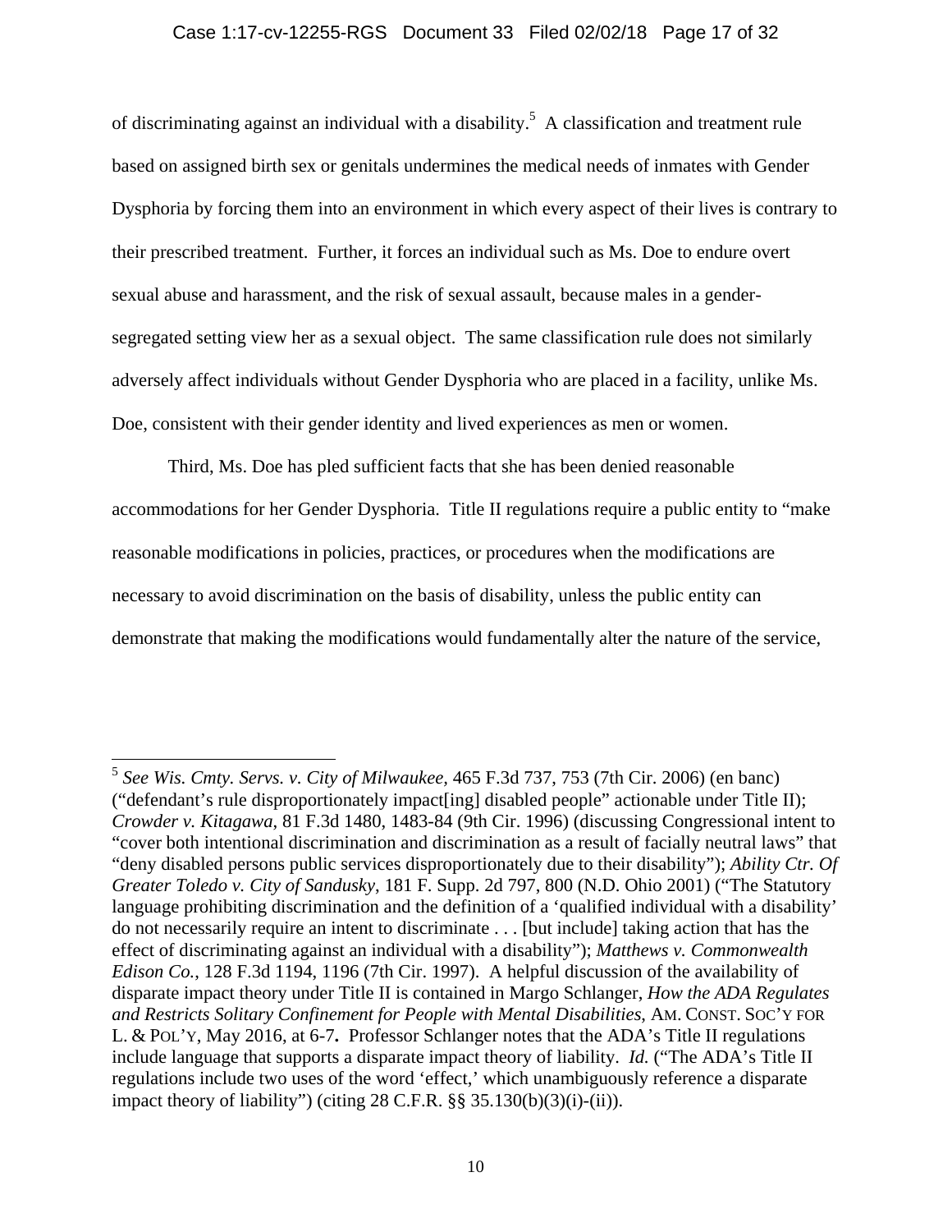of discriminating against an individual with a disability.[5] A classification and treatment rule based on assigned birth sex or genitals undermines the medical needs of inmates with Gender Dysphoria by forcing them into an environment in which every aspect of their lives is contrary to their prescribed treatment. Further, it forces an individual such as Ms. Doe to endure overt sexual abuse and harassment, and the risk of sexual assault, because males in a gender-segregated setting view her as a sexual object. The same classification rule does not similarly adversely affect individuals without Gender Dysphoria who are placed in a facility, unlike Ms. Doe, consistent with their gender identity and lived experiences as men or women.

Third, Ms. Doe has pled sufficient facts that she has been denied reasonable accommodations for her Gender Dysphoria. Title II regulations require a public entity to "make reasonable modifications in policies, practices, or procedures when the modifications are necessary to avoid discrimination on the basis of disability, unless the public entity can demonstrate that making the modifications would fundamentally alter the nature of the service,

---

[5] *See Wis. Cmty. Servs. v. City of Milwaukee*, 465 F.3d 737, 753 (7th Cir. 2006) (en banc) ("defendant's rule disproportionately impact[ing] disabled people" actionable under Title II); *Crowder v. Kitagawa*, 81 F.3d 1480, 1483-84 (9th Cir. 1996) (discussing Congressional intent to "cover both intentional discrimination and discrimination as a result of facially neutral laws" that "deny disabled persons public services disproportionately due to their disability"); *Ability Ctr. Of Greater Toledo v. City of Sandusky*, 181 F. Supp. 2d 797, 800 (N.D. Ohio 2001) ("The Statutory language prohibiting discrimination and the definition of a 'qualified individual with a disability' do not necessarily require an intent to discriminate . . . [but include] taking action that has the effect of discriminating against an individual with a disability"); *Matthews v. Commonwealth Edison Co.*, 128 F.3d 1194, 1196 (7th Cir. 1997). A helpful discussion of the availability of disparate impact theory under Title II is contained in Margo Schlanger, *How the ADA Regulates and Restricts Solitary Confinement for People with Mental Disabilities*, AM. CONST. SOC'Y FOR L. & POL'Y, May 2016, at 6-7**.** Professor Schlanger notes that the ADA's Title II regulations include language that supports a disparate impact theory of liability. *Id.* ("The ADA's Title II regulations include two uses of the word 'effect,' which unambiguously reference a disparate impact theory of liability") (citing 28 C.F.R. §§ 35.130(b)(3)(i)-(ii)).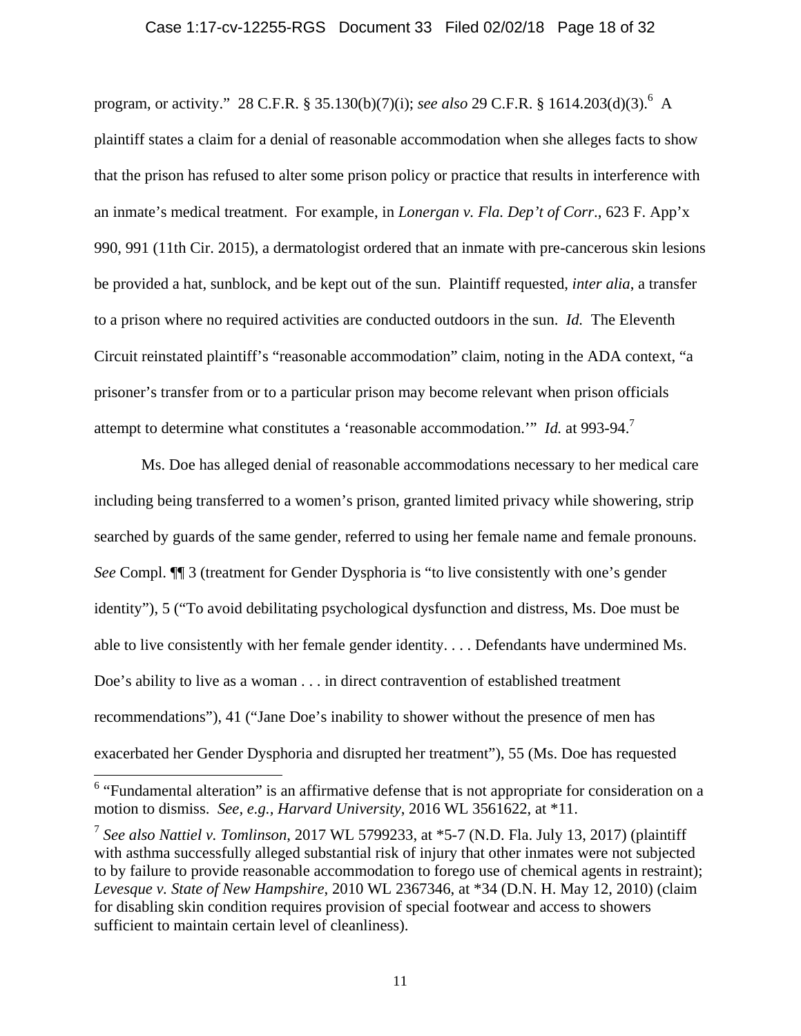program, or activity." 28 C.F.R. § 35.130(b)(7)(i); *see also* 29 C.F.R. § 1614.203(d)(3).[6] A plaintiff states a claim for a denial of reasonable accommodation when she alleges facts to show that the prison has refused to alter some prison policy or practice that results in interference with an inmate's medical treatment. For example, in *Lonergan v. Fla. Dep't of Corr.*, 623 F. App'x 990, 991 (11th Cir. 2015), a dermatologist ordered that an inmate with pre-cancerous skin lesions be provided a hat, sunblock, and be kept out of the sun. Plaintiff requested, *inter alia*, a transfer to a prison where no required activities are conducted outdoors in the sun. *Id.* The Eleventh Circuit reinstated plaintiff's "reasonable accommodation" claim, noting in the ADA context, "a prisoner's transfer from or to a particular prison may become relevant when prison officials attempt to determine what constitutes a 'reasonable accommodation.'" *Id.* at 993-94.[7]

Ms. Doe has alleged denial of reasonable accommodations necessary to her medical care including being transferred to a women's prison, granted limited privacy while showering, strip searched by guards of the same gender, referred to using her female name and female pronouns. *See* Compl. ¶¶ 3 (treatment for Gender Dysphoria is "to live consistently with one's gender identity"), 5 ("To avoid debilitating psychological dysfunction and distress, Ms. Doe must be able to live consistently with her female gender identity. . . . Defendants have undermined Ms. Doe's ability to live as a woman . . . in direct contravention of established treatment recommendations"), 41 ("Jane Doe's inability to shower without the presence of men has exacerbated her Gender Dysphoria and disrupted her treatment"), 55 (Ms. Doe has requested

---

[6] "Fundamental alteration" is an affirmative defense that is not appropriate for consideration on a motion to dismiss. *See*, *e.g.*, *Harvard University*, 2016 WL 3561622, at *11.

[7] *See also Nattiel v. Tomlinson*, 2017 WL 5799233, at *5-7 (N.D. Fla. July 13, 2017) (plaintiff with asthma successfully alleged substantial risk of injury that other inmates were not subjected to by failure to provide reasonable accommodation to forego use of chemical agents in restraint); *Levesque v. State of New Hampshire*, 2010 WL 2367346, at *34 (D.N. H. May 12, 2010) (claim for disabling skin condition requires provision of special footwear and access to showers sufficient to maintain certain level of cleanliness).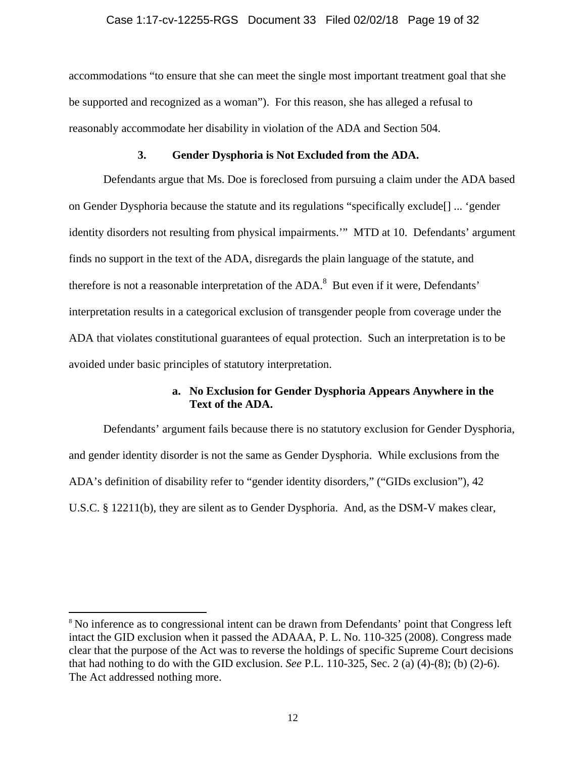accommodations "to ensure that she can meet the single most important treatment goal that she be supported and recognized as a woman"). For this reason, she has alleged a refusal to reasonably accommodate her disability in violation of the ADA and Section 504.

### 3. Gender Dysphoria is Not Excluded from the ADA.

Defendants argue that Ms. Doe is foreclosed from pursuing a claim under the ADA based on Gender Dysphoria because the statute and its regulations "specifically exclude[] ... 'gender identity disorders not resulting from physical impairments.'" MTD at 10. Defendants' argument finds no support in the text of the ADA, disregards the plain language of the statute, and therefore is not a reasonable interpretation of the ADA.[8] But even if it were, Defendants' interpretation results in a categorical exclusion of transgender people from coverage under the ADA that violates constitutional guarantees of equal protection. Such an interpretation is to be avoided under basic principles of statutory interpretation.

#### a. No Exclusion for Gender Dysphoria Appears Anywhere in the Text of the ADA.

Defendants' argument fails because there is no statutory exclusion for Gender Dysphoria, and gender identity disorder is not the same as Gender Dysphoria. While exclusions from the ADA's definition of disability refer to "gender identity disorders," ("GIDs exclusion"), 42 U.S.C. § 12211(b), they are silent as to Gender Dysphoria. And, as the DSM-V makes clear,

---

[8] No inference as to congressional intent can be drawn from Defendants' point that Congress left intact the GID exclusion when it passed the ADAAA, P. L. No. 110-325 (2008). Congress made clear that the purpose of the Act was to reverse the holdings of specific Supreme Court decisions that had nothing to do with the GID exclusion. *See* P.L. 110-325, Sec. 2 (a) (4)-(8); (b) (2)-6). The Act addressed nothing more.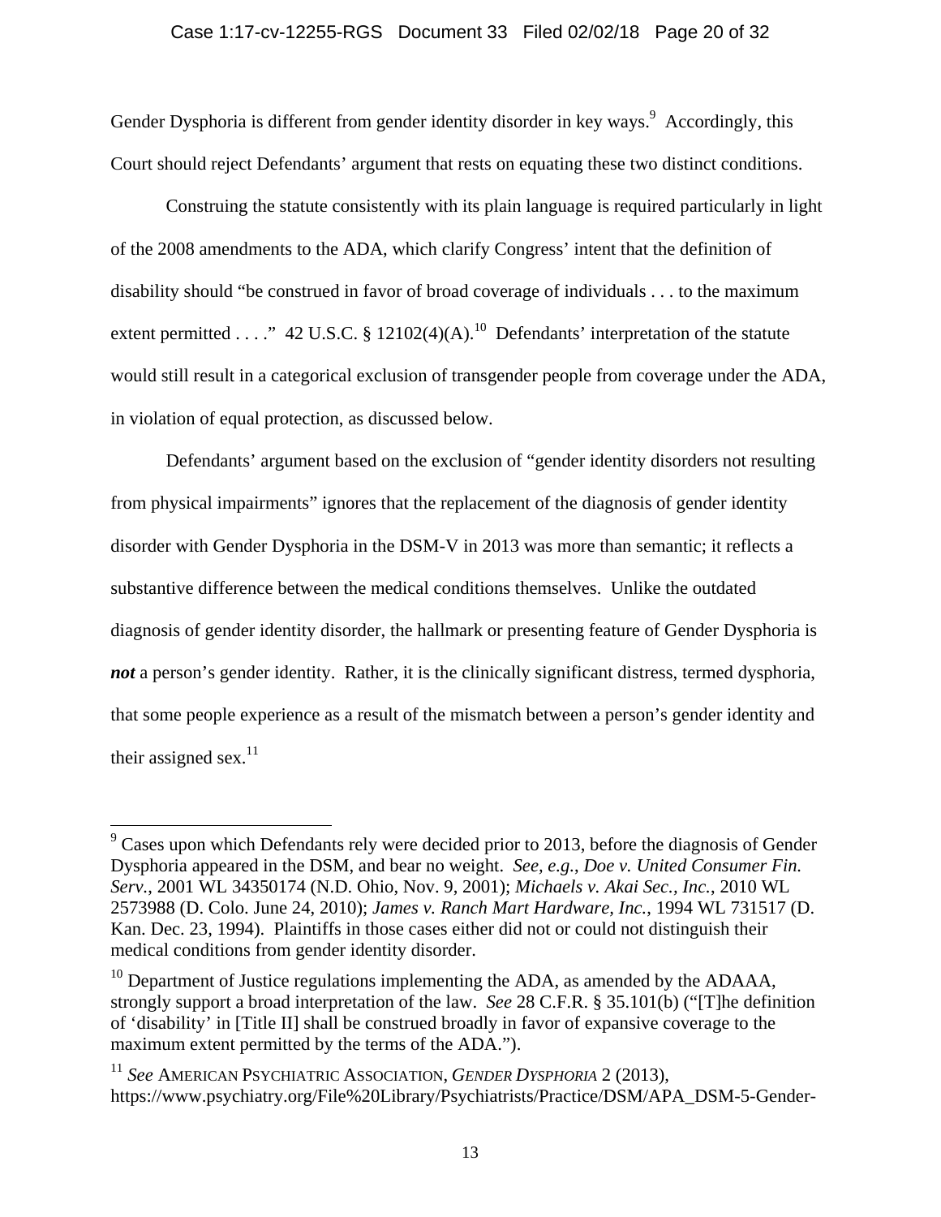Gender Dysphoria is different from gender identity disorder in key ways.[9] Accordingly, this Court should reject Defendants' argument that rests on equating these two distinct conditions.

Construing the statute consistently with its plain language is required particularly in light of the 2008 amendments to the ADA, which clarify Congress' intent that the definition of disability should "be construed in favor of broad coverage of individuals . . . to the maximum extent permitted . . . ." 42 U.S.C. § 12102(4)(A).[10] Defendants' interpretation of the statute would still result in a categorical exclusion of transgender people from coverage under the ADA, in violation of equal protection, as discussed below.

Defendants' argument based on the exclusion of "gender identity disorders not resulting from physical impairments" ignores that the replacement of the diagnosis of gender identity disorder with Gender Dysphoria in the DSM-V in 2013 was more than semantic; it reflects a substantive difference between the medical conditions themselves. Unlike the outdated diagnosis of gender identity disorder, the hallmark or presenting feature of Gender Dysphoria is ***not*** a person's gender identity. Rather, it is the clinically significant distress, termed dysphoria, that some people experience as a result of the mismatch between a person's gender identity and their assigned sex.[11]

---

[9] Cases upon which Defendants rely were decided prior to 2013, before the diagnosis of Gender Dysphoria appeared in the DSM, and bear no weight. *See, e.g.*, *Doe v. United Consumer Fin. Serv.*, 2001 WL 34350174 (N.D. Ohio, Nov. 9, 2001); *Michaels v. Akai Sec., Inc.*, 2010 WL 2573988 (D. Colo. June 24, 2010); *James v. Ranch Mart Hardware, Inc.*, 1994 WL 731517 (D. Kan. Dec. 23, 1994). Plaintiffs in those cases either did not or could not distinguish their medical conditions from gender identity disorder.

[10] Department of Justice regulations implementing the ADA, as amended by the ADAAA, strongly support a broad interpretation of the law. *See* 28 C.F.R. § 35.101(b) ("[T]he definition of 'disability' in [Title II] shall be construed broadly in favor of expansive coverage to the maximum extent permitted by the terms of the ADA.").

[11] *See* AMERICAN PSYCHIATRIC ASSOCIATION, *GENDER DYSPHORIA* 2 (2013), https://www.psychiatry.org/File%20Library/Psychiatrists/Practice/DSM/APA_DSM-5-Gender-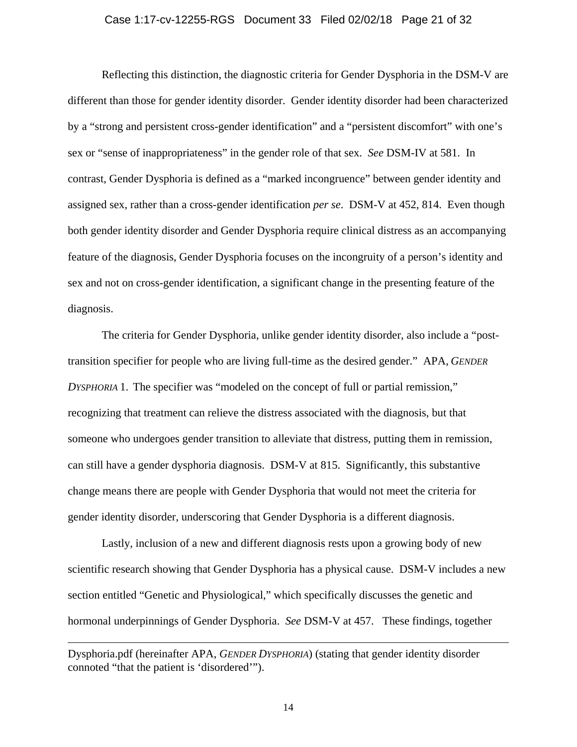Reflecting this distinction, the diagnostic criteria for Gender Dysphoria in the DSM-V are different than those for gender identity disorder. Gender identity disorder had been characterized by a "strong and persistent cross-gender identification" and a "persistent discomfort" with one's sex or "sense of inappropriateness" in the gender role of that sex. *See* DSM-IV at 581. In contrast, Gender Dysphoria is defined as a "marked incongruence" between gender identity and assigned sex, rather than a cross-gender identification *per se*. DSM-V at 452, 814. Even though both gender identity disorder and Gender Dysphoria require clinical distress as an accompanying feature of the diagnosis, Gender Dysphoria focuses on the incongruity of a person's identity and sex and not on cross-gender identification, a significant change in the presenting feature of the diagnosis.

The criteria for Gender Dysphoria, unlike gender identity disorder, also include a "post-transition specifier for people who are living full-time as the desired gender." APA, *GENDER DYSPHORIA* 1. The specifier was "modeled on the concept of full or partial remission," recognizing that treatment can relieve the distress associated with the diagnosis, but that someone who undergoes gender transition to alleviate that distress, putting them in remission, can still have a gender dysphoria diagnosis. DSM-V at 815. Significantly, this substantive change means there are people with Gender Dysphoria that would not meet the criteria for gender identity disorder, underscoring that Gender Dysphoria is a different diagnosis.

Lastly, inclusion of a new and different diagnosis rests upon a growing body of new scientific research showing that Gender Dysphoria has a physical cause. DSM-V includes a new section entitled "Genetic and Physiological," which specifically discusses the genetic and hormonal underpinnings of Gender Dysphoria. *See* DSM-V at 457. These findings, together

---

Dysphoria.pdf (hereinafter APA, *GENDER DYSPHORIA*) (stating that gender identity disorder connoted "that the patient is 'disordered'").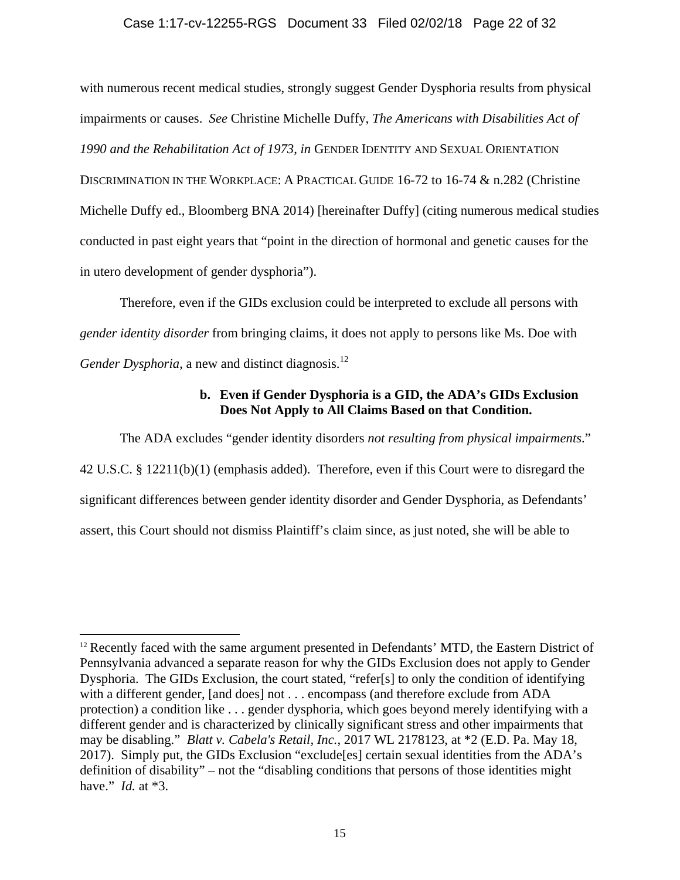with numerous recent medical studies, strongly suggest Gender Dysphoria results from physical impairments or causes. *See* Christine Michelle Duffy, *The Americans with Disabilities Act of 1990 and the Rehabilitation Act of 1973*, *in* GENDER IDENTITY AND SEXUAL ORIENTATION DISCRIMINATION IN THE WORKPLACE: A PRACTICAL GUIDE 16-72 to 16-74 & n.282 (Christine Michelle Duffy ed., Bloomberg BNA 2014) [hereinafter Duffy] (citing numerous medical studies conducted in past eight years that "point in the direction of hormonal and genetic causes for the in utero development of gender dysphoria").

Therefore, even if the GIDs exclusion could be interpreted to exclude all persons with *gender identity disorder* from bringing claims, it does not apply to persons like Ms. Doe with *Gender Dysphoria*, a new and distinct diagnosis.[12]

**b. Even if Gender Dysphoria is a GID, the ADA's GIDs Exclusion Does Not Apply to All Claims Based on that Condition.**

The ADA excludes "gender identity disorders *not resulting from physical impairments*." 42 U.S.C. § 12211(b)(1) (emphasis added). Therefore, even if this Court were to disregard the significant differences between gender identity disorder and Gender Dysphoria, as Defendants' assert, this Court should not dismiss Plaintiff's claim since, as just noted, she will be able to

---

[12] Recently faced with the same argument presented in Defendants' MTD, the Eastern District of Pennsylvania advanced a separate reason for why the GIDs Exclusion does not apply to Gender Dysphoria. The GIDs Exclusion, the court stated, "refer[s] to only the condition of identifying with a different gender, [and does] not . . . encompass (and therefore exclude from ADA protection) a condition like . . . gender dysphoria, which goes beyond merely identifying with a different gender and is characterized by clinically significant stress and other impairments that may be disabling." *Blatt v. Cabela's Retail, Inc.*, 2017 WL 2178123, at *2 (E.D. Pa. May 18, 2017). Simply put, the GIDs Exclusion "exclude[es] certain sexual identities from the ADA's definition of disability" – not the "disabling conditions that persons of those identities might have." *Id.* at *3.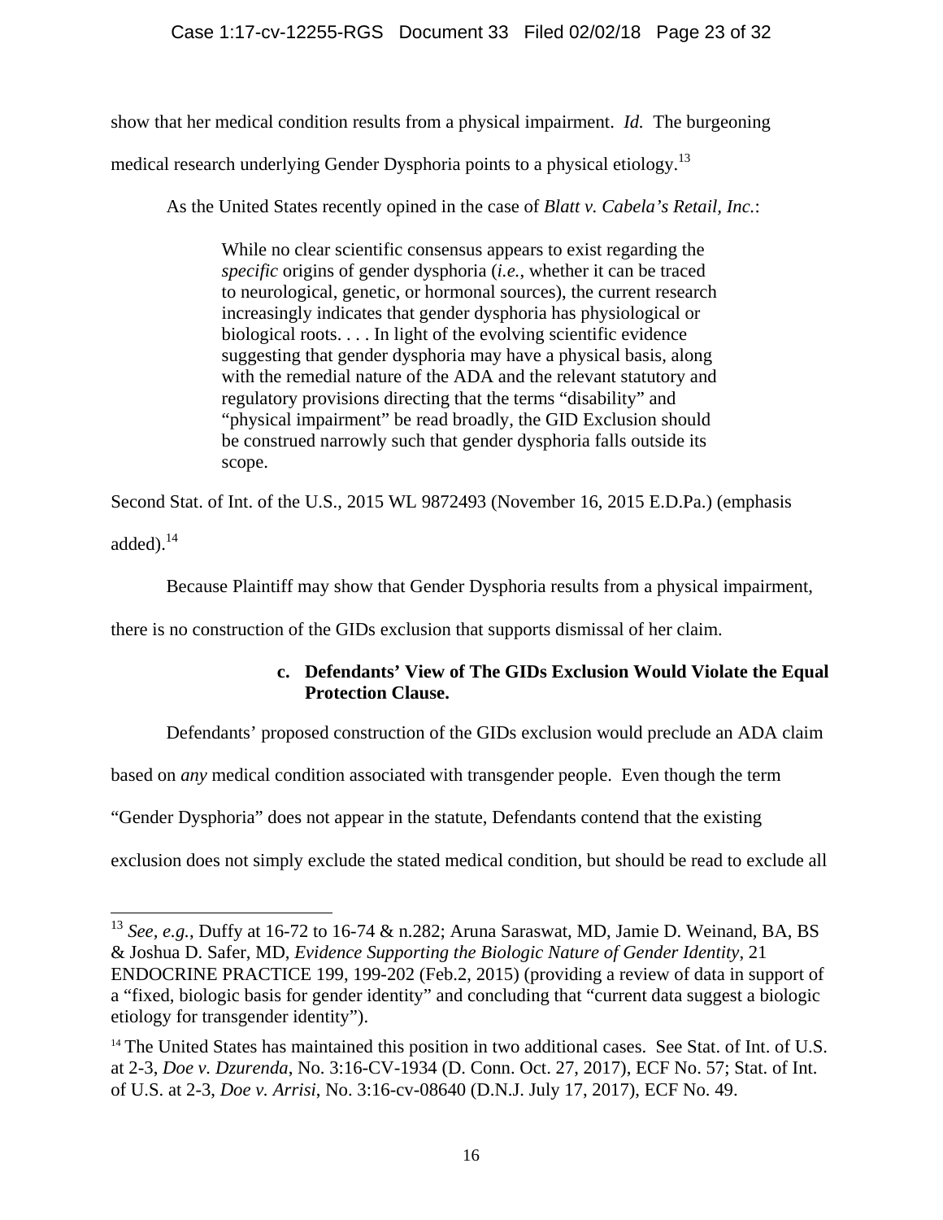show that her medical condition results from a physical impairment. *Id.* The burgeoning medical research underlying Gender Dysphoria points to a physical etiology.[13]

As the United States recently opined in the case of *Blatt v. Cabela's Retail, Inc.*:

> While no clear scientific consensus appears to exist regarding the *specific* origins of gender dysphoria (*i.e.*, whether it can be traced to neurological, genetic, or hormonal sources), the current research increasingly indicates that gender dysphoria has physiological or biological roots. . . . In light of the evolving scientific evidence suggesting that gender dysphoria may have a physical basis, along with the remedial nature of the ADA and the relevant statutory and regulatory provisions directing that the terms "disability" and "physical impairment" be read broadly, the GID Exclusion should be construed narrowly such that gender dysphoria falls outside its scope.

Second Stat. of Int. of the U.S., 2015 WL 9872493 (November 16, 2015 E.D.Pa.) (emphasis added).[14]

Because Plaintiff may show that Gender Dysphoria results from a physical impairment, there is no construction of the GIDs exclusion that supports dismissal of her claim.

**c. Defendants' View of The GIDs Exclusion Would Violate the Equal Protection Clause.**

Defendants' proposed construction of the GIDs exclusion would preclude an ADA claim based on *any* medical condition associated with transgender people. Even though the term "Gender Dysphoria" does not appear in the statute, Defendants contend that the existing exclusion does not simply exclude the stated medical condition, but should be read to exclude all

---

[13] *See, e.g.*, Duffy at 16-72 to 16-74 & n.282; Aruna Saraswat, MD, Jamie D. Weinand, BA, BS & Joshua D. Safer, MD, *Evidence Supporting the Biologic Nature of Gender Identity*, 21 ENDOCRINE PRACTICE 199, 199-202 (Feb.2, 2015) (providing a review of data in support of a "fixed, biologic basis for gender identity" and concluding that "current data suggest a biologic etiology for transgender identity").

[14] The United States has maintained this position in two additional cases. See Stat. of Int. of U.S. at 2-3, *Doe v. Dzurenda*, No. 3:16-CV-1934 (D. Conn. Oct. 27, 2017), ECF No. 57; Stat. of Int. of U.S. at 2-3, *Doe v. Arrisi*, No. 3:16-cv-08640 (D.N.J. July 17, 2017), ECF No. 49.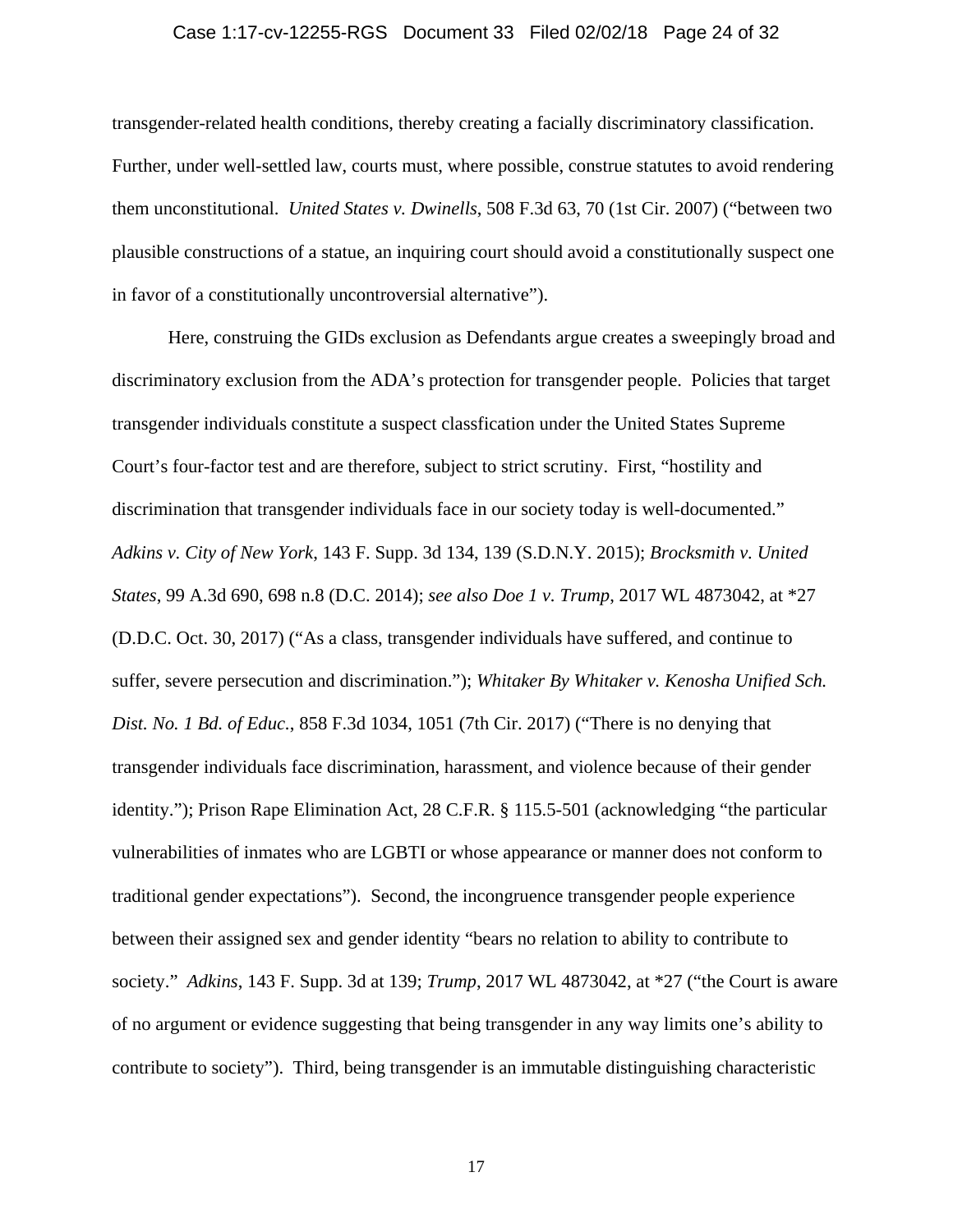transgender-related health conditions, thereby creating a facially discriminatory classification. Further, under well-settled law, courts must, where possible, construe statutes to avoid rendering them unconstitutional. *United States v. Dwinells*, 508 F.3d 63, 70 (1st Cir. 2007) ("between two plausible constructions of a statue, an inquiring court should avoid a constitutionally suspect one in favor of a constitutionally uncontroversial alternative").

Here, construing the GIDs exclusion as Defendants argue creates a sweepingly broad and discriminatory exclusion from the ADA's protection for transgender people. Policies that target transgender individuals constitute a suspect classfication under the United States Supreme Court's four-factor test and are therefore, subject to strict scrutiny. First, "hostility and discrimination that transgender individuals face in our society today is well-documented." *Adkins v. City of New York*, 143 F. Supp. 3d 134, 139 (S.D.N.Y. 2015); *Brocksmith v. United States*, 99 A.3d 690, 698 n.8 (D.C. 2014); *see also Doe 1 v. Trump*, 2017 WL 4873042, at *27 (D.D.C. Oct. 30, 2017) ("As a class, transgender individuals have suffered, and continue to suffer, severe persecution and discrimination."); *Whitaker By Whitaker v. Kenosha Unified Sch. Dist. No. 1 Bd. of Educ.*, 858 F.3d 1034, 1051 (7th Cir. 2017) ("There is no denying that transgender individuals face discrimination, harassment, and violence because of their gender identity."); Prison Rape Elimination Act, 28 C.F.R. § 115.5-501 (acknowledging "the particular vulnerabilities of inmates who are LGBTI or whose appearance or manner does not conform to traditional gender expectations"). Second, the incongruence transgender people experience between their assigned sex and gender identity "bears no relation to ability to contribute to society." *Adkins*, 143 F. Supp. 3d at 139; *Trump*, 2017 WL 4873042, at *27 ("the Court is aware of no argument or evidence suggesting that being transgender in any way limits one's ability to contribute to society"). Third, being transgender is an immutable distinguishing characteristic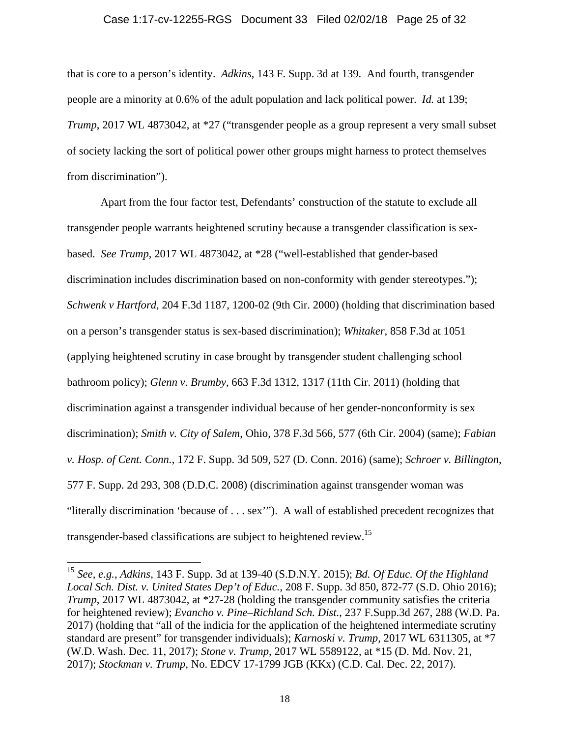that is core to a person's identity. *Adkins*, 143 F. Supp. 3d at 139. And fourth, transgender people are a minority at 0.6% of the adult population and lack political power. *Id.* at 139; *Trump*, 2017 WL 4873042, at *27 ("transgender people as a group represent a very small subset of society lacking the sort of political power other groups might harness to protect themselves from discrimination").

Apart from the four factor test, Defendants' construction of the statute to exclude all transgender people warrants heightened scrutiny because a transgender classification is sex-based. *See Trump*, 2017 WL 4873042, at *28 ("well-established that gender-based discrimination includes discrimination based on non-conformity with gender stereotypes."); *Schwenk v Hartford*, 204 F.3d 1187, 1200-02 (9th Cir. 2000) (holding that discrimination based on a person's transgender status is sex-based discrimination); *Whitaker*, 858 F.3d at 1051 (applying heightened scrutiny in case brought by transgender student challenging school bathroom policy); *Glenn v. Brumby*, 663 F.3d 1312, 1317 (11th Cir. 2011) (holding that discrimination against a transgender individual because of her gender-nonconformity is sex discrimination); *Smith v. City of Salem*, Ohio, 378 F.3d 566, 577 (6th Cir. 2004) (same); *Fabian v. Hosp. of Cent. Conn.*, 172 F. Supp. 3d 509, 527 (D. Conn. 2016) (same); *Schroer v. Billington*, 577 F. Supp. 2d 293, 308 (D.D.C. 2008) (discrimination against transgender woman was "literally discrimination 'because of . . . sex'"). A wall of established precedent recognizes that transgender-based classifications are subject to heightened review.[15]

---

[15] *See, e.g.*, *Adkins*, 143 F. Supp. 3d at 139-40 (S.D.N.Y. 2015); *Bd. Of Educ. Of the Highland Local Sch. Dist. v. United States Dep't of Educ.*, 208 F. Supp. 3d 850, 872-77 (S.D. Ohio 2016); *Trump*, 2017 WL 4873042, at *27-28 (holding the transgender community satisfies the criteria for heightened review); *Evancho v. Pine–Richland Sch. Dist.*, 237 F.Supp.3d 267, 288 (W.D. Pa. 2017) (holding that "all of the indicia for the application of the heightened intermediate scrutiny standard are present" for transgender individuals); *Karnoski v. Trump*, 2017 WL 6311305, at *7 (W.D. Wash. Dec. 11, 2017); *Stone v. Trump*, 2017 WL 5589122, at *15 (D. Md. Nov. 21, 2017); *Stockman v. Trump*, No. EDCV 17-1799 JGB (KKx) (C.D. Cal. Dec. 22, 2017).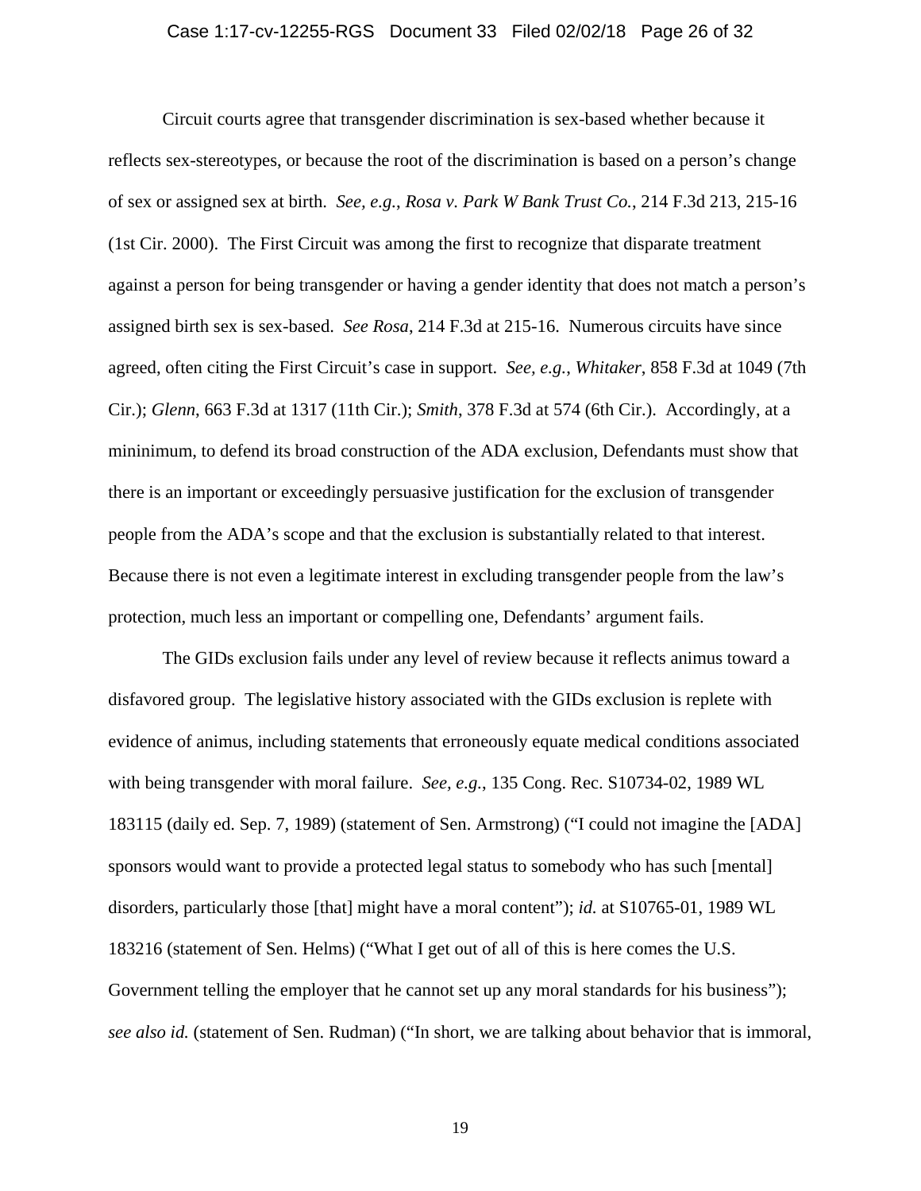Circuit courts agree that transgender discrimination is sex-based whether because it reflects sex-stereotypes, or because the root of the discrimination is based on a person's change of sex or assigned sex at birth. *See, e.g.*, *Rosa v. Park W Bank Trust Co.*, 214 F.3d 213, 215-16 (1st Cir. 2000). The First Circuit was among the first to recognize that disparate treatment against a person for being transgender or having a gender identity that does not match a person's assigned birth sex is sex-based. *See Rosa*, 214 F.3d at 215-16. Numerous circuits have since agreed, often citing the First Circuit's case in support. *See, e.g.*, *Whitaker*, 858 F.3d at 1049 (7th Cir.); *Glenn*, 663 F.3d at 1317 (11th Cir.); *Smith*, 378 F.3d at 574 (6th Cir.). Accordingly, at a mininimum, to defend its broad construction of the ADA exclusion, Defendants must show that there is an important or exceedingly persuasive justification for the exclusion of transgender people from the ADA's scope and that the exclusion is substantially related to that interest. Because there is not even a legitimate interest in excluding transgender people from the law's protection, much less an important or compelling one, Defendants' argument fails.

The GIDs exclusion fails under any level of review because it reflects animus toward a disfavored group. The legislative history associated with the GIDs exclusion is replete with evidence of animus, including statements that erroneously equate medical conditions associated with being transgender with moral failure. *See, e.g.*, 135 Cong. Rec. S10734-02, 1989 WL 183115 (daily ed. Sep. 7, 1989) (statement of Sen. Armstrong) ("I could not imagine the [ADA] sponsors would want to provide a protected legal status to somebody who has such [mental] disorders, particularly those [that] might have a moral content"); *id.* at S10765-01, 1989 WL 183216 (statement of Sen. Helms) ("What I get out of all of this is here comes the U.S. Government telling the employer that he cannot set up any moral standards for his business"); *see also id.* (statement of Sen. Rudman) ("In short, we are talking about behavior that is immoral,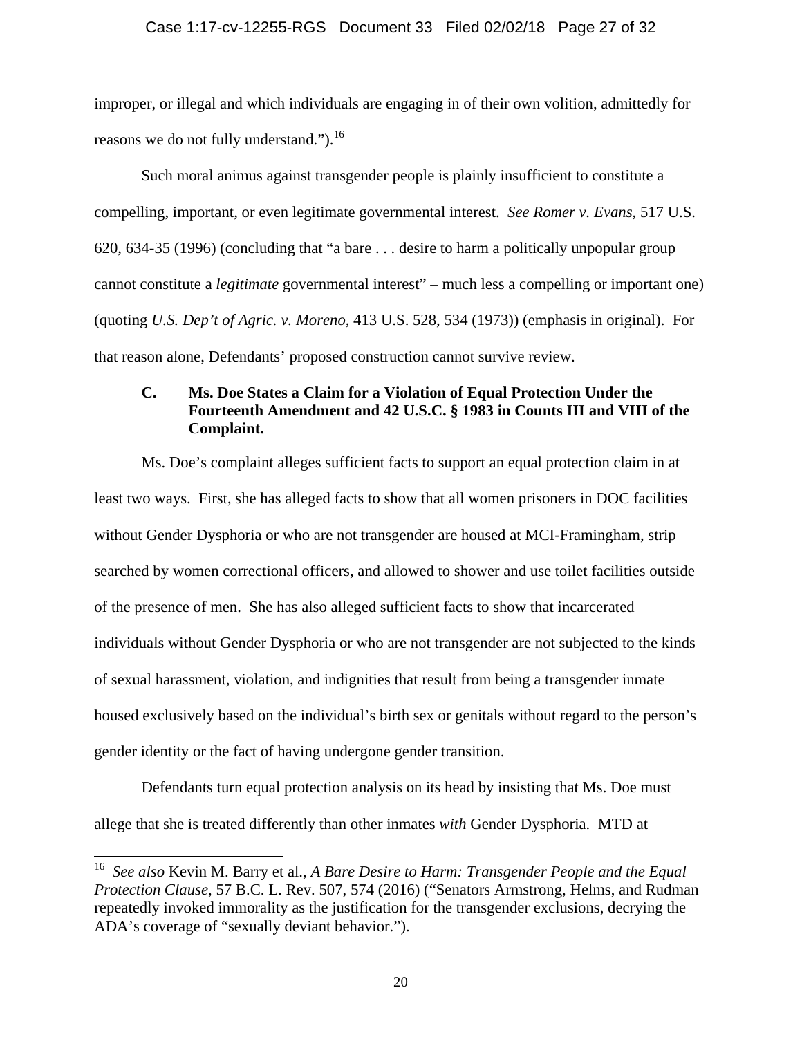improper, or illegal and which individuals are engaging in of their own volition, admittedly for reasons we do not fully understand.").[16]

Such moral animus against transgender people is plainly insufficient to constitute a compelling, important, or even legitimate governmental interest. *See Romer v. Evans*, 517 U.S. 620, 634-35 (1996) (concluding that "a bare . . . desire to harm a politically unpopular group cannot constitute a *legitimate* governmental interest" – much less a compelling or important one) (quoting *U.S. Dep't of Agric. v. Moreno*, 413 U.S. 528, 534 (1973)) (emphasis in original). For that reason alone, Defendants' proposed construction cannot survive review.

### C. Ms. Doe States a Claim for a Violation of Equal Protection Under the Fourteenth Amendment and 42 U.S.C. § 1983 in Counts III and VIII of the Complaint.

Ms. Doe's complaint alleges sufficient facts to support an equal protection claim in at least two ways. First, she has alleged facts to show that all women prisoners in DOC facilities without Gender Dysphoria or who are not transgender are housed at MCI-Framingham, strip searched by women correctional officers, and allowed to shower and use toilet facilities outside of the presence of men. She has also alleged sufficient facts to show that incarcerated individuals without Gender Dysphoria or who are not transgender are not subjected to the kinds of sexual harassment, violation, and indignities that result from being a transgender inmate housed exclusively based on the individual's birth sex or genitals without regard to the person's gender identity or the fact of having undergone gender transition.

Defendants turn equal protection analysis on its head by insisting that Ms. Doe must allege that she is treated differently than other inmates *with* Gender Dysphoria. MTD at

---

[16] *See also* Kevin M. Barry et al., *A Bare Desire to Harm: Transgender People and the Equal Protection Clause*, 57 B.C. L. Rev. 507, 574 (2016) ("Senators Armstrong, Helms, and Rudman repeatedly invoked immorality as the justification for the transgender exclusions, decrying the ADA's coverage of "sexually deviant behavior.").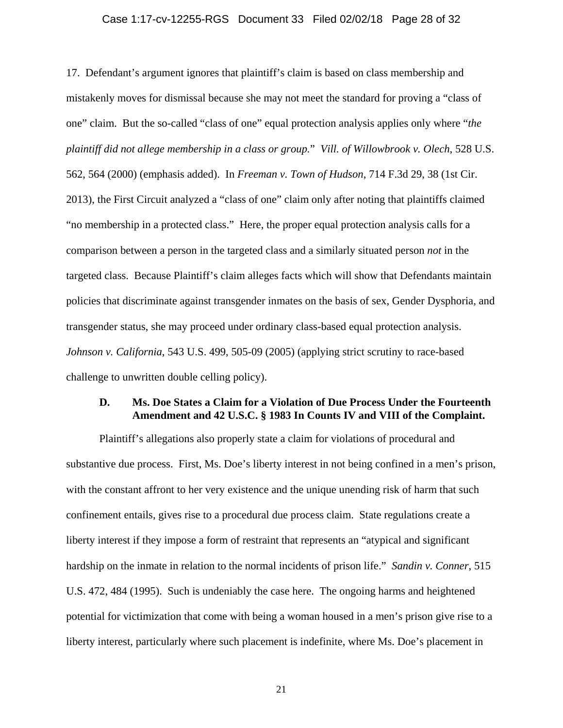17. Defendant's argument ignores that plaintiff's claim is based on class membership and mistakenly moves for dismissal because she may not meet the standard for proving a "class of one" claim. But the so-called "class of one" equal protection analysis applies only where "*the plaintiff did not allege membership in a class or group.*" *Vill. of Willowbrook v. Olech*, 528 U.S. 562, 564 (2000) (emphasis added). In *Freeman v. Town of Hudson*, 714 F.3d 29, 38 (1st Cir. 2013), the First Circuit analyzed a "class of one" claim only after noting that plaintiffs claimed "no membership in a protected class." Here, the proper equal protection analysis calls for a comparison between a person in the targeted class and a similarly situated person *not* in the targeted class. Because Plaintiff's claim alleges facts which will show that Defendants maintain policies that discriminate against transgender inmates on the basis of sex, Gender Dysphoria, and transgender status, she may proceed under ordinary class-based equal protection analysis. *Johnson v. California*, 543 U.S. 499, 505-09 (2005) (applying strict scrutiny to race-based challenge to unwritten double celling policy).

### D. Ms. Doe States a Claim for a Violation of Due Process Under the Fourteenth Amendment and 42 U.S.C. § 1983 In Counts IV and VIII of the Complaint.

Plaintiff's allegations also properly state a claim for violations of procedural and substantive due process. First, Ms. Doe's liberty interest in not being confined in a men's prison, with the constant affront to her very existence and the unique unending risk of harm that such confinement entails, gives rise to a procedural due process claim. State regulations create a liberty interest if they impose a form of restraint that represents an "atypical and significant hardship on the inmate in relation to the normal incidents of prison life." *Sandin v. Conner*, 515 U.S. 472, 484 (1995). Such is undeniably the case here. The ongoing harms and heightened potential for victimization that come with being a woman housed in a men's prison give rise to a liberty interest, particularly where such placement is indefinite, where Ms. Doe's placement in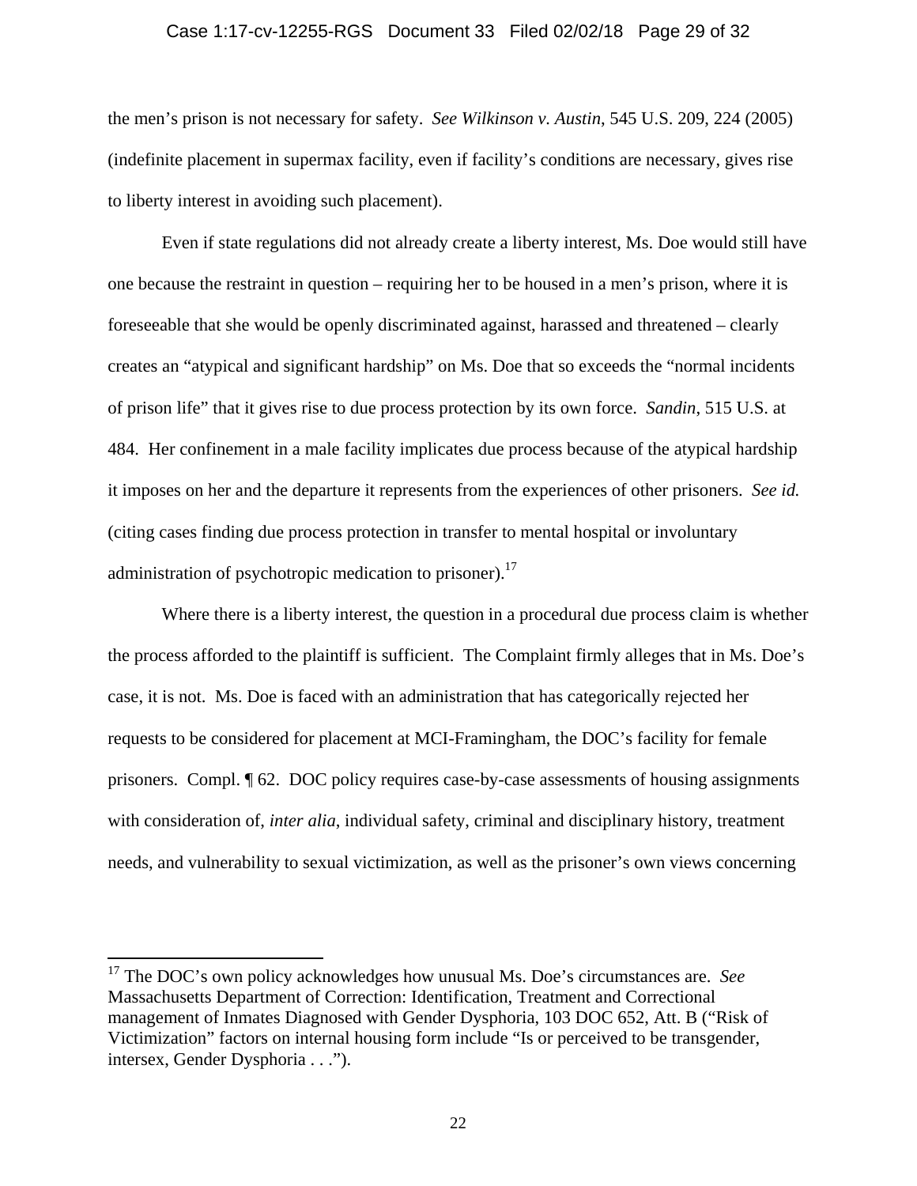the men's prison is not necessary for safety. *See Wilkinson v. Austin*, 545 U.S. 209, 224 (2005) (indefinite placement in supermax facility, even if facility's conditions are necessary, gives rise to liberty interest in avoiding such placement).

Even if state regulations did not already create a liberty interest, Ms. Doe would still have one because the restraint in question – requiring her to be housed in a men's prison, where it is foreseeable that she would be openly discriminated against, harassed and threatened – clearly creates an "atypical and significant hardship" on Ms. Doe that so exceeds the "normal incidents of prison life" that it gives rise to due process protection by its own force. *Sandin*, 515 U.S. at 484. Her confinement in a male facility implicates due process because of the atypical hardship it imposes on her and the departure it represents from the experiences of other prisoners. *See id.* (citing cases finding due process protection in transfer to mental hospital or involuntary administration of psychotropic medication to prisoner).[17]

Where there is a liberty interest, the question in a procedural due process claim is whether the process afforded to the plaintiff is sufficient. The Complaint firmly alleges that in Ms. Doe's case, it is not. Ms. Doe is faced with an administration that has categorically rejected her requests to be considered for placement at MCI-Framingham, the DOC's facility for female prisoners. Compl. ¶ 62. DOC policy requires case-by-case assessments of housing assignments with consideration of, *inter alia*, individual safety, criminal and disciplinary history, treatment needs, and vulnerability to sexual victimization, as well as the prisoner's own views concerning

---

[17] The DOC's own policy acknowledges how unusual Ms. Doe's circumstances are. *See* Massachusetts Department of Correction: Identification, Treatment and Correctional management of Inmates Diagnosed with Gender Dysphoria, 103 DOC 652, Att. B ("Risk of Victimization" factors on internal housing form include "Is or perceived to be transgender, intersex, Gender Dysphoria . . .").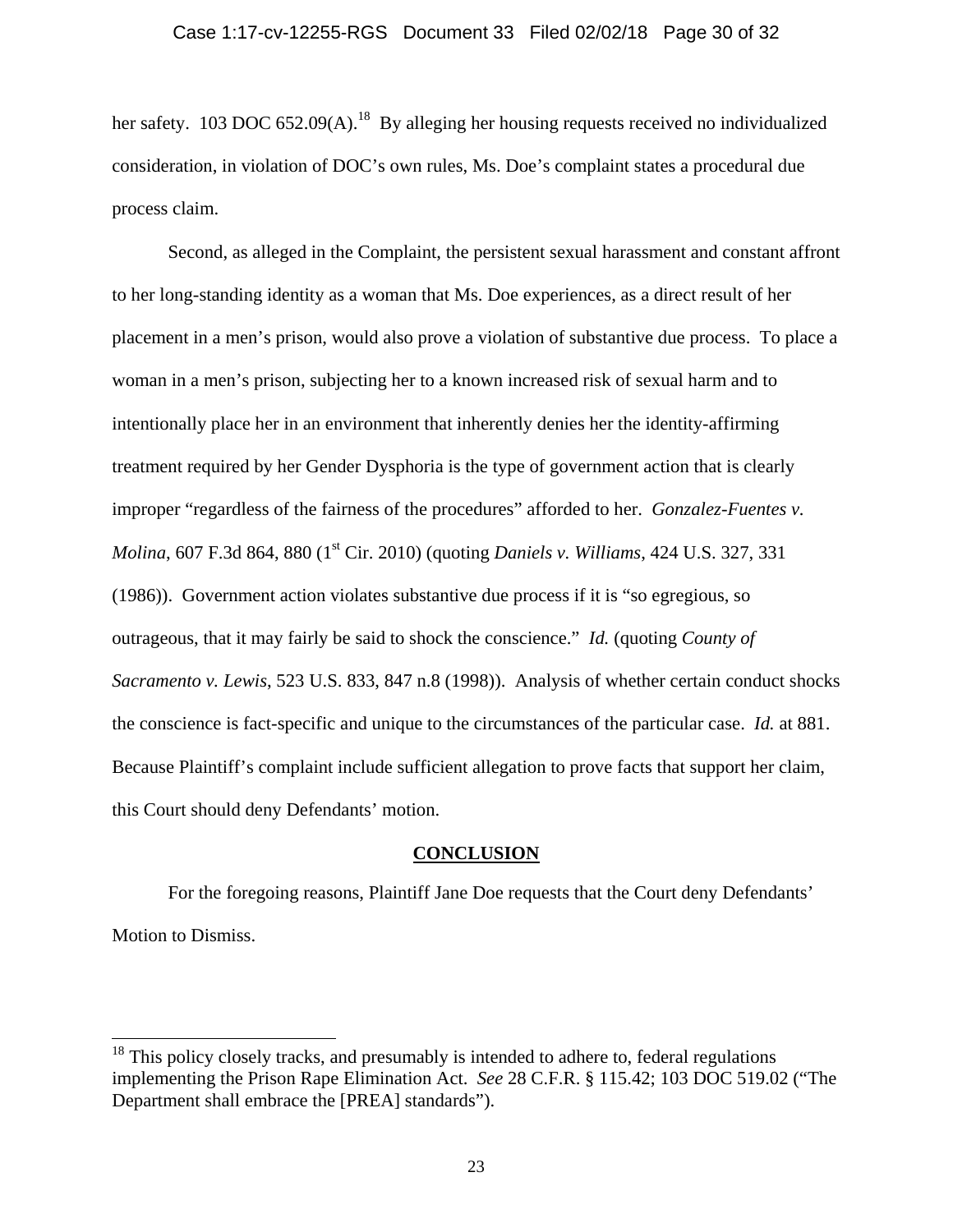her safety. 103 DOC 652.09(A).[18] By alleging her housing requests received no individualized consideration, in violation of DOC's own rules, Ms. Doe's complaint states a procedural due process claim.

Second, as alleged in the Complaint, the persistent sexual harassment and constant affront to her long-standing identity as a woman that Ms. Doe experiences, as a direct result of her placement in a men's prison, would also prove a violation of substantive due process. To place a woman in a men's prison, subjecting her to a known increased risk of sexual harm and to intentionally place her in an environment that inherently denies her the identity-affirming treatment required by her Gender Dysphoria is the type of government action that is clearly improper "regardless of the fairness of the procedures" afforded to her. *Gonzalez-Fuentes v. Molina*, 607 F.3d 864, 880 (1st Cir. 2010) (quoting *Daniels v. Williams*, 424 U.S. 327, 331 (1986)). Government action violates substantive due process if it is "so egregious, so outrageous, that it may fairly be said to shock the conscience." *Id.* (quoting *County of Sacramento v. Lewis*, 523 U.S. 833, 847 n.8 (1998)). Analysis of whether certain conduct shocks the conscience is fact-specific and unique to the circumstances of the particular case. *Id.* at 881. Because Plaintiff's complaint include sufficient allegation to prove facts that support her claim, this Court should deny Defendants' motion.

## CONCLUSION

For the foregoing reasons, Plaintiff Jane Doe requests that the Court deny Defendants' Motion to Dismiss.

---

[18] This policy closely tracks, and presumably is intended to adhere to, federal regulations implementing the Prison Rape Elimination Act. *See* 28 C.F.R. § 115.42; 103 DOC 519.02 ("The Department shall embrace the [PREA] standards").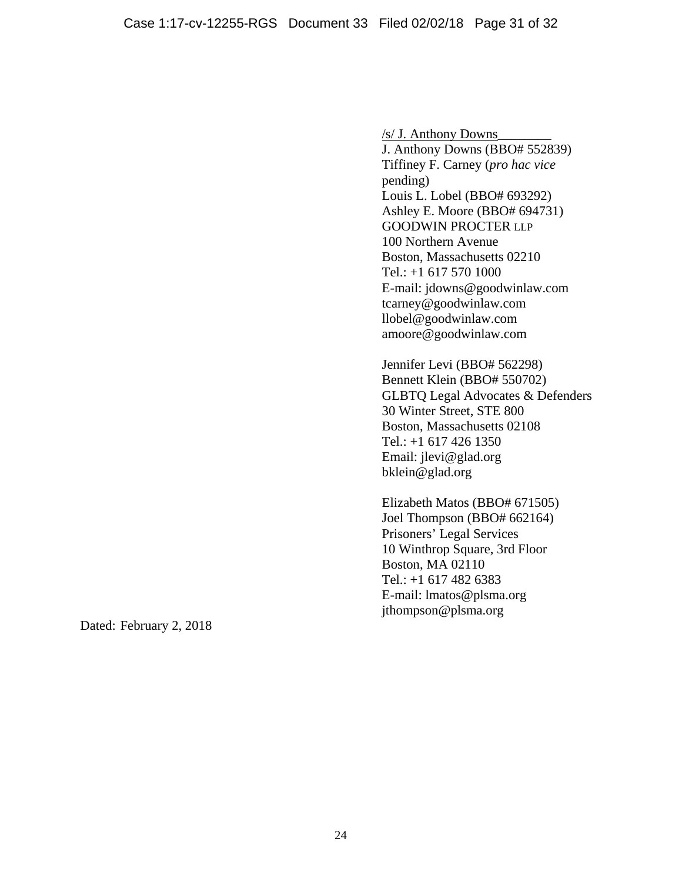/s/ J. Anthony Downs________
J. Anthony Downs (BBO# 552839)
Tiffiney F. Carney (*pro hac vice* pending)
Louis L. Lobel (BBO# 693292)
Ashley E. Moore (BBO# 694731)
GOODWIN PROCTER LLP
100 Northern Avenue
Boston, Massachusetts 02210
Tel.: +1 617 570 1000
E-mail: jdowns@goodwinlaw.com
tcarney@goodwinlaw.com
llobel@goodwinlaw.com
amoore@goodwinlaw.com

Jennifer Levi (BBO# 562298)
Bennett Klein (BBO# 550702)
GLBTQ Legal Advocates & Defenders
30 Winter Street, STE 800
Boston, Massachusetts 02108
Tel.: +1 617 426 1350
Email: jlevi@glad.org
bklein@glad.org

Elizabeth Matos (BBO# 671505)
Joel Thompson (BBO# 662164)
Prisoners' Legal Services
10 Winthrop Square, 3rd Floor
Boston, MA 02110
Tel.: +1 617 482 6383
E-mail: lmatos@plsma.org
jthompson@plsma.org

Dated: February 2, 2018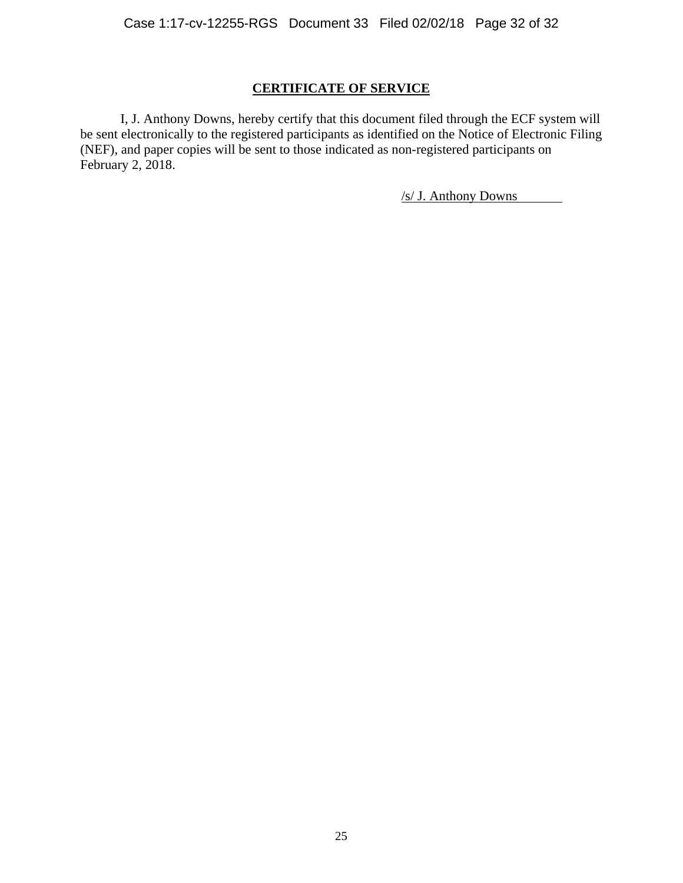## **CERTIFICATE OF SERVICE**

I, J. Anthony Downs, hereby certify that this document filed through the ECF system will be sent electronically to the registered participants as identified on the Notice of Electronic Filing (NEF), and paper copies will be sent to those indicated as non-registered participants on February 2, 2018.

/s/ J. Anthony Downs